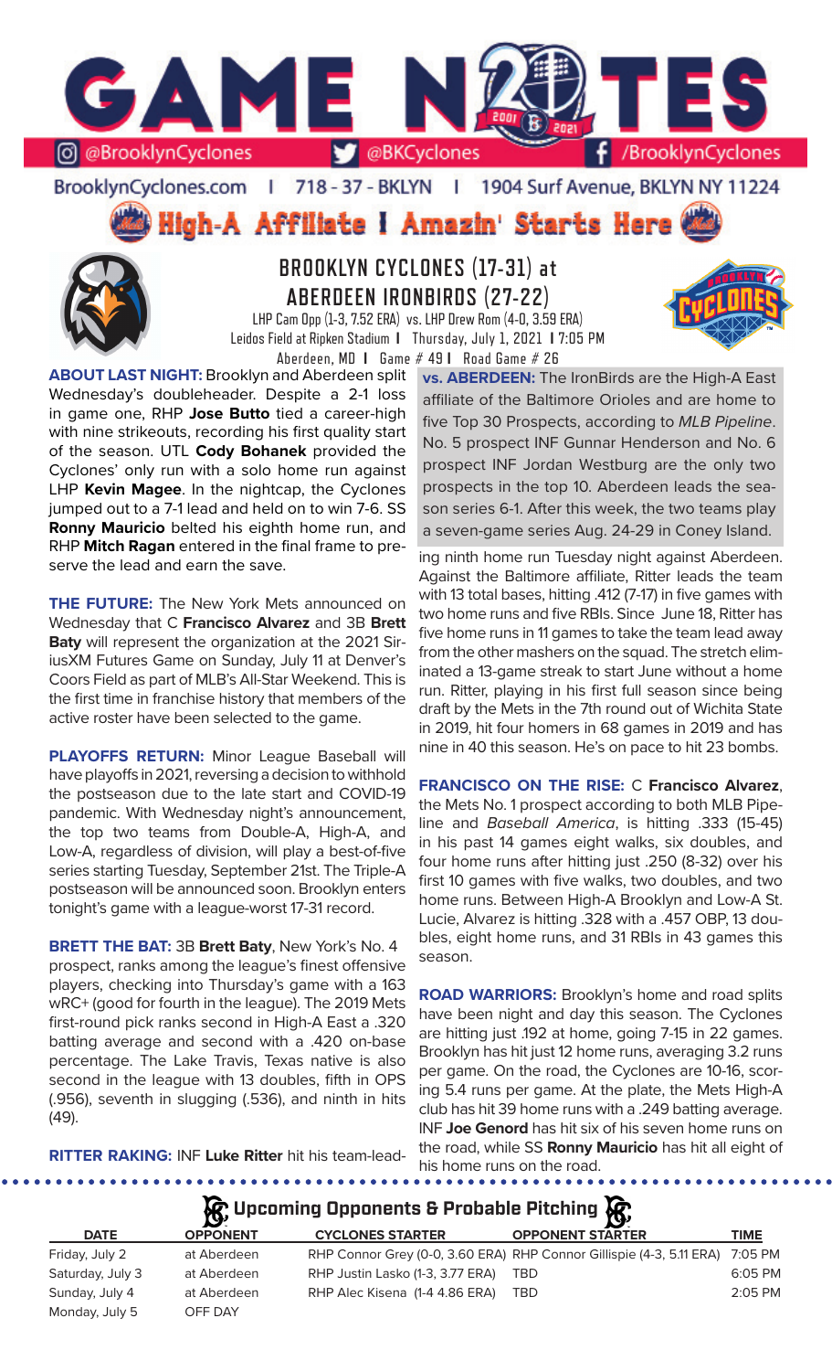# GAME NOTES

@BrooklynCyclones | @BKCyclones | /BrooklynCyclones

BrooklynCyclones.com | 718-37-BKLYN | 1904 Surf Avenue, BKLYN NY 11224

**High-A Affiliate | Amazin' Starts Here**

## BROOKLYN CYCLONES (17-31) at ABERDEEN IRONBIRDS (27-22)

LHP Cam Opp (1-3, 7.52 ERA) vs. LHP Drew Rom (4-0, 3.59 ERA)

Leidos Field at Ripken Stadium | Thursday, July 1, 2021 | 7:05 PM

Aberdeen, MD | Game # 49 | Road Game # 26

**ABOUT LAST NIGHT:** Brooklyn and Aberdeen split Wednesday's doubleheader. Despite a 2-1 loss in game one, RHP **Jose Butto** tied a career-high with nine strikeouts, recording his first quality start of the season. UTL **Cody Bohanek** provided the Cyclones' only run with a solo home run against LHP **Kevin Magee**. In the nightcap, the Cyclones jumped out to a 7-1 lead and held on to win 7-6. SS **Ronny Mauricio** belted his eighth home run, and RHP **Mitch Ragan** entered in the final frame to preserve the lead and earn the save.

**THE FUTURE:** The New York Mets announced on Wednesday that C **Francisco Alvarez** and 3B **Brett Baty** will represent the organization at the 2021 SiriusXM Futures Game on Sunday, July 11 at Denver's Coors Field as part of MLB's All-Star Weekend. This is the first time in franchise history that members of the active roster have been selected to the game.

**PLAYOFFS RETURN:** Minor League Baseball will have playoffs in 2021, reversing a decision to withhold the postseason due to the late start and COVID-19 pandemic. With Wednesday night's announcement, the top two teams from Double-A, High-A, and Low-A, regardless of division, will play a best-of-five series starting Tuesday, September 21st. The Triple-A postseason will be announced soon. Brooklyn enters tonight's game with a league-worst 17-31 record.

**BRETT THE BAT:** 3B **Brett Baty**, New York's No. 4 prospect, ranks among the league's finest offensive players, checking into Thursday's game with a 163 wRC+ (good for fourth in the league). The 2019 Mets first-round pick ranks second in High-A East a .320 batting average and second with a .420 on-base percentage. The Lake Travis, Texas native is also second in the league with 13 doubles, fifth in OPS (.956), seventh in slugging (.536), and ninth in hits (49).

**RITTER RAKING:** INF **Luke Ritter** hit his team-leading ninth home run Tuesday night against Aberdeen. Against the Baltimore affiliate, Ritter leads the team with 13 total bases, hitting .412 (7-17) in five games with two home runs and five RBIs. Since June 18, Ritter has five home runs in 11 games to take the team lead away from the other mashers on the squad. The stretch eliminated a 13-game streak to start June without a home run. Ritter, playing in his first full season since being draft by the Mets in the 7th round out of Wichita State in 2019, hit four homers in 68 games in 2019 and has nine in 40 this season. He's on pace to hit 23 bombs.

**vs. ABERDEEN:** The IronBirds are the High-A East affiliate of the Baltimore Orioles and are home to five Top 30 Prospects, according to *MLB Pipeline*. No. 5 prospect INF Gunnar Henderson and No. 6 prospect INF Jordan Westburg are the only two prospects in the top 10. Aberdeen leads the season series 6-1. After this week, the two teams play a seven-game series Aug. 24-29 in Coney Island.

**FRANCISCO ON THE RISE:** C **Francisco Alvarez**, the Mets No. 1 prospect according to both MLB Pipeline and *Baseball America*, is hitting .333 (15-45) in his past 14 games eight walks, six doubles, and four home runs after hitting just .250 (8-32) over his first 10 games with five walks, two doubles, and two home runs. Between High-A Brooklyn and Low-A St. Lucie, Alvarez is hitting .328 with a .457 OBP, 13 doubles, eight home runs, and 31 RBIs in 43 games this season.

**ROAD WARRIORS:** Brooklyn's home and road splits have been night and day this season. The Cyclones are hitting just .192 at home, going 7-15 in 22 games. Brooklyn has hit just 12 home runs, averaging 3.2 runs per game. On the road, the Cyclones are 10-16, scoring 5.4 runs per game. At the plate, the Mets High-A club has hit 39 home runs with a .249 batting average. INF **Joe Genord** has hit six of his seven home runs on the road, while SS **Ronny Mauricio** has hit all eight of his home runs on the road.

## Upcoming Opponents & Probable Pitching

| DATE | OPPONENT | CYCLONES STARTER | OPPONENT STARTER | TIME |
|---|---|---|---|---|
| Friday, July 2 | at Aberdeen | RHP Connor Grey (0-0, 3.60 ERA) | RHP Connor Gillispie (4-3, 5.11 ERA) | 7:05 PM |
| Saturday, July 3 | at Aberdeen | RHP Justin Lasko (1-3, 3.77 ERA) | TBD | 6:05 PM |
| Sunday, July 4 | at Aberdeen | RHP Alec Kisena (1-4 4.86 ERA) | TBD | 2:05 PM |
| Monday, July 5 | OFF DAY | | | |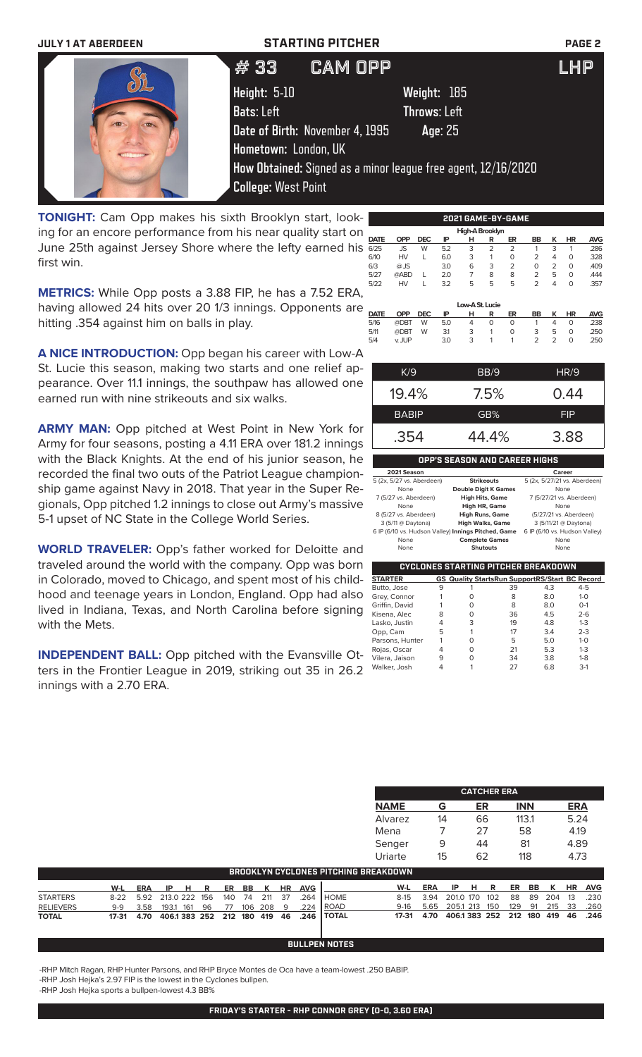## STARTING PITCHER

# #33 CAM OPP — LHP

**Height:** 5-10 **Weight:** 185
**Bats:** Left **Throws:** Left
**Date of Birth:** November 4, 1995 **Age:** 25
**Hometown:** London, UK
**How Obtained:** Signed as a minor league free agent, 12/16/2020
**College:** West Point

**TONIGHT:** Cam Opp makes his sixth Brooklyn start, looking for an encore performance from his near quality start on June 25th against Jersey Shore where the lefty earned his first win.

**METRICS:** While Opp posts a 3.88 FIP, he has a 7.52 ERA, having allowed 24 hits over 20 1/3 innings. Opponents are hitting .354 against him on balls in play.

**A NICE INTRODUCTION:** Opp began his career with Low-A St. Lucie this season, making two starts and one relief appearance. Over 11.1 innings, the southpaw has allowed one earned run with nine strikeouts and six walks.

**ARMY MAN:** Opp pitched at West Point in New York for Army for four seasons, posting a 4.11 ERA over 181.2 innings with the Black Knights. At the end of his junior season, he recorded the final two outs of the Patriot League championship game against Navy in 2018. That year in the Super Regionals, Opp pitched 1.2 innings to close out Army's massive 5-1 upset of NC State in the College World Series.

**WORLD TRAVELER:** Opp's father worked for Deloitte and traveled around the world with the company. Opp was born in Colorado, moved to Chicago, and spent most of his childhood and teenage years in London, England. Opp had also lived in Indiana, Texas, and North Carolina before signing with the Mets.

**INDEPENDENT BALL:** Opp pitched with the Evansville Otters in the Frontier League in 2019, striking out 35 in 26.2 innings with a 2.70 ERA.

### 2021 GAME-BY-GAME

**High-A Brooklyn**

| DATE | OPP | DEC | IP | H | R | ER | BB | K | HR | AVG |
|---|---|---|---|---|---|---|---|---|---|---|
| 6/25 | JS | W | 5.2 | 3 | 2 | 2 | 1 | 3 | 1 | .286 |
| 6/10 | HV | L | 6.0 | 3 | 1 | 0 | 2 | 4 | 0 | .328 |
| 6/3 | @ JS | | 3.0 | 6 | 3 | 2 | 0 | 2 | 0 | .409 |
| 5/27 | @ABD | L | 2.0 | 7 | 8 | 8 | 2 | 5 | 0 | .444 |
| 5/22 | HV | L | 3.2 | 5 | 5 | 5 | 2 | 4 | 0 | .357 |

**Low-A St. Lucie**

| DATE | OPP | DEC | IP | H | R | ER | BB | K | HR | AVG |
|---|---|---|---|---|---|---|---|---|---|---|
| 5/16 | @DBT | W | 5.0 | 4 | 0 | 0 | 1 | 4 | 0 | .238 |
| 5/11 | @DBT | W | 3.1 | 3 | 1 | 0 | 3 | 5 | 0 | .250 |
| 5/4 | v. JUP | | 3.0 | 3 | 1 | 1 | 2 | 2 | 0 | .250 |

| K/9 | BB/9 | HR/9 |
|---|---|---|
| 19.4% | 7.5% | 0.44 |
| **BABIP** | **GB%** | **FIP** |
| .354 | 44.4% | 3.88 |

### OPP'S SEASON AND CAREER HIGHS

| 2021 Season | | Career |
|---|---|---|
| 5 (2x, 5/27 vs. Aberdeen) | Strikeouts | 5 (2x, 5/27/21 vs. Aberdeen) |
| None | Double Digit K Games | None |
| 7 (5/27 vs. Aberdeen) | High Hits, Game | 7 (5/27/21 vs. Aberdeen) |
| None | High HR, Game | None |
| 8 (5/27 vs. Aberdeen) | High Runs, Game | (5/27/21 vs. Aberdeen) |
| 3 (5/11 @ Daytona) | High Walks, Game | 3 (5/11/21 @ Daytona) |
| 6 IP (6/10 vs. Hudson Valley) | Innings Pitched, Game | 6 IP (6/10 vs. Hudson Valley) |
| None | Complete Games | None |
| None | Shutouts | None |

### CYCLONES STARTING PITCHER BREAKDOWN

| STARTER | GS | Quality Starts | Run Support | RS/Start | BC Record |
|---|---|---|---|---|---|
| Butto, Jose | 9 | 1 | 39 | 4.3 | 4-5 |
| Grey, Connor | 1 | 0 | 8 | 8.0 | 1-0 |
| Griffin, David | 1 | 0 | 8 | 8.0 | 0-1 |
| Kisena, Alec | 8 | 0 | 36 | 4.5 | 2-6 |
| Lasko, Justin | 4 | 3 | 19 | 4.8 | 1-3 |
| Opp, Cam | 5 | 1 | 17 | 3.4 | 2-3 |
| Parsons, Hunter | 1 | 0 | 5 | 5.0 | 1-0 |
| Rojas, Oscar | 4 | 0 | 21 | 5.3 | 1-3 |
| Vilera, Jaison | 9 | 0 | 34 | 3.8 | 1-8 |
| Walker, Josh | 4 | 1 | 27 | 6.8 | 3-1 |

### CATCHER ERA

| NAME | G | ER | INN | ERA |
|---|---|---|---|---|
| Alvarez | 14 | 66 | 113.1 | 5.24 |
| Mena | 7 | 27 | 58 | 4.19 |
| Senger | 9 | 44 | 81 | 4.89 |
| Uriarte | 15 | 62 | 118 | 4.73 |

### BROOKLYN CYCLONES PITCHING BREAKDOWN

| | W-L | ERA | IP | H | R | ER | BB | K | HR | AVG |
|---|---|---|---|---|---|---|---|---|---|---|
| STARTERS | 8-22 | 5.92 | 213.0 | 222 | 156 | 140 | 74 | 211 | 37 | .264 |
| RELIEVERS | 9-9 | 3.58 | 193.1 | 161 | 96 | 77 | 106 | 208 | 9 | .224 |
| TOTAL | 17-31 | 4.70 | 406.1 | 383 | 252 | 212 | 180 | 419 | 46 | .246 |

| | W-L | ERA | IP | H | R | ER | BB | K | HR | AVG |
|---|---|---|---|---|---|---|---|---|---|---|
| HOME | 8-15 | 3.94 | 201.0 | 170 | 102 | 88 | 89 | 204 | 13 | .230 |
| ROAD | 9-16 | 5.65 | 205.1 | 213 | 150 | 129 | 91 | 215 | 33 | .260 |
| TOTAL | 17-31 | 4.70 | 406.1 | 383 | 252 | 212 | 180 | 419 | 46 | .246 |

### BULLPEN NOTES

- RHP Mitch Ragan, RHP Hunter Parsons, and RHP Bryce Montes de Oca have a team-lowest .250 BABIP.
- RHP Josh Hejka's 2.97 FIP is the lowest in the Cyclones bullpen.
- RHP Josh Hejka sports a bullpen-lowest 4.3 BB%

### FRIDAY'S STARTER - RHP CONNOR GREY (0-0, 3.60 ERA)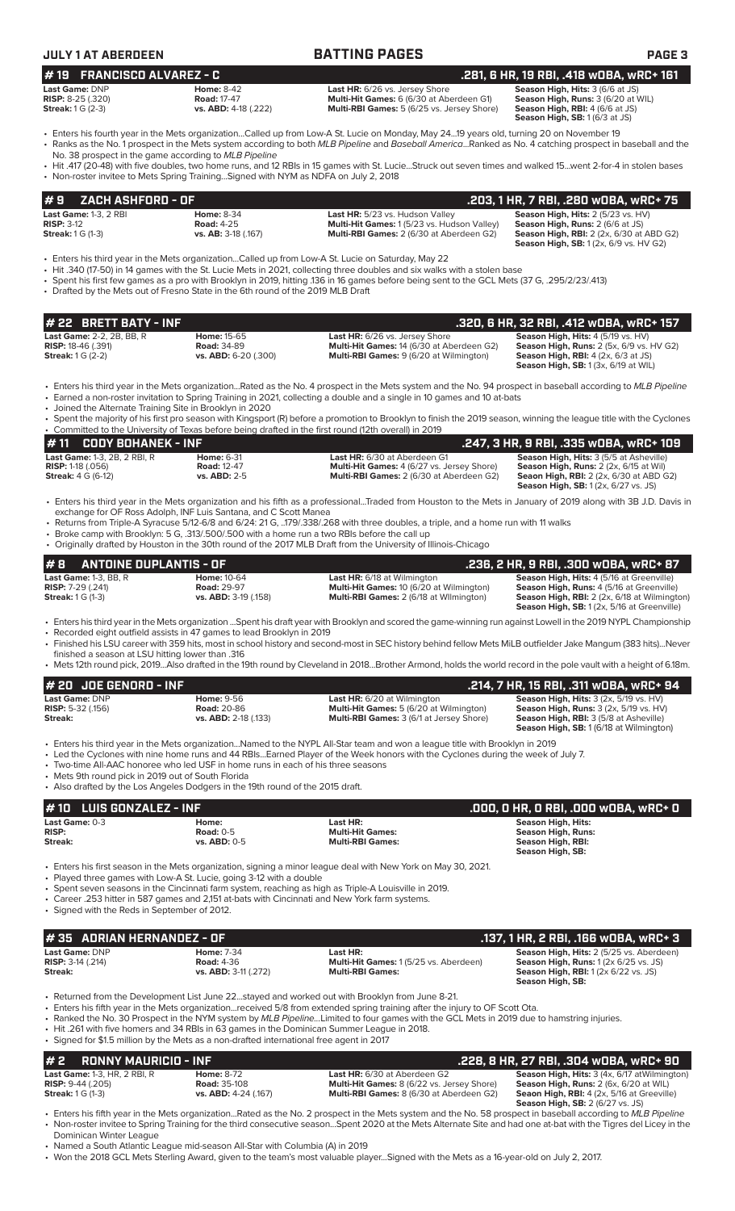## BATTING PAGES

### # 19 FRANCISCO ALVAREZ - C — .281, 6 HR, 19 RBI, .418 wOBA, wRC+ 161

| | | | |
|---|---|---|---|
| **Last Game:** DNP | **Home:** 8-42 | **Last HR:** 6/26 vs. Jersey Shore | **Season High, Hits:** 3 (6/6 at JS) |
| **RISP:** 8-25 (.320) | **Road:** 17-47 | **Multi-Hit Games:** 6 (6/30 at Aberdeen G1) | **Season High, Runs:** 3 (6/20 at WIL) |
| **Streak:** 1 G (2-3) | **vs. ABD:** 4-18 (.222) | **Multi-RBI Games:** 5 (6/25 vs. Jersey Shore) | **Season High, RBI:** 4 (6/6 at JS) |
| | | | **Season High, SB:** 1 (6/3 at JS) |

- Enters his fourth year in the Mets organization...Called up from Low-A St. Lucie on Monday, May 24...19 years old, turning 20 on November 19
- Ranks as the No. 1 prospect in the Mets system according to both *MLB Pipeline* and *Baseball America*...Ranked as No. 4 catching prospect in baseball and the No. 38 prospect in the game according to *MLB Pipeline*
- Hit .417 (20-48) with five doubles, two home runs, and 12 RBIs in 15 games with St. Lucie...Struck out seven times and walked 15...went 2-for-4 in stolen bases
- Non-roster invitee to Mets Spring Training...Signed with NYM as NDFA on July 2, 2018

### # 9 ZACH ASHFORD - OF — .203, 1 HR, 7 RBI, .280 wOBA, wRC+ 75

| | | | |
|---|---|---|---|
| **Last Game:** 1-3, 2 RBI | **Home:** 8-34 | **Last HR:** 5/23 vs. Hudson Valley | **Season High, Hits:** 2 (5/23 vs. HV) |
| **RISP:** 3-12 | **Road:** 4-25 | **Multi-Hit Games:** 1 (5/23 vs. Hudson Valley) | **Season High, Runs:** 2 (6/6 at JS) |
| **Streak:** 1 G (1-3) | **vs. AB:** 3-18 (.167) | **Multi-RBI Games:** 2 (6/30 at Aberdeen G2) | **Season High, RBI:** 2 (2x, 6/30 at ABD G2) |
| | | | **Season High, SB:** 1 (2x, 6/9 vs. HV G2) |

- Enters his third year in the Mets organization...Called up from Low-A St. Lucie on Saturday, May 22
- Hit .340 (17-50) in 14 games with the St. Lucie Mets in 2021, collecting three doubles and six walks with a stolen base
- Spent his first few games as a pro with Brooklyn in 2019, hitting .136 in 16 games before being sent to the GCL Mets (37 G, .295/2/23/.413)
- Drafted by the Mets out of Fresno State in the 6th round of the 2019 MLB Draft

### # 22 BRETT BATY - INF — .320, 6 HR, 32 RBI, .412 wOBA, wRC+ 157

| | | | |
|---|---|---|---|
| **Last Game:** 2-2, 2B, BB, R | **Home:** 15-65 | **Last HR:** 6/26 vs. Jersey Shore | **Season High, Hits:** 4 (5/19 vs. HV) |
| **RISP:** 18-46 (.391) | **Road:** 34-89 | **Multi-Hit Games:** 14 (6/30 at Aberdeen G2) | **Season High, Runs:** 2 (5x, 6/9 vs. HV G2) |
| **Streak:** 1 G (2-2) | **vs. ABD:** 6-20 (.300) | **Multi-RBI Games:** 9 (6/20 at Wilmington) | **Season High, RBI:** 4 (2x, 6/3 at JS) |
| | | | **Season High, SB:** 1 (3x, 6/19 at WIL) |

- Enters his third year in the Mets organization...Rated as the No. 4 prospect in the Mets system and the No. 94 prospect in baseball according to *MLB Pipeline*
- Earned a non-roster invitation to Spring Training in 2021, collecting a double and a single in 10 games and 10 at-bats
- Joined the Alternate Training Site in Brooklyn in 2020
- Spent the majority of his first pro season with Kingsport (R) before a promotion to Brooklyn to finish the 2019 season, winning the league title with the Cyclones
- Committed to the University of Texas before being drafted in the first round (12th overall) in 2019

### # 11 CODY BOHANEK - INF — .247, 3 HR, 9 RBI, .335 wOBA, wRC+ 109

| | | | |
|---|---|---|---|
| **Last Game:** 1-3, 2B, 2 RBI, R | **Home:** 6-31 | **Last HR:** 6/30 at Aberdeen G1 | **Season High, Hits:** 3 (5/5 at Asheville) |
| **RISP:** 1-18 (.056) | **Road:** 12-47 | **Multi-Hit Games:** 4 (6/27 vs. Jersey Shore) | **Season High, Runs:** 2 (2x, 6/15 at Wil) |
| **Streak:** 4 G (6-12) | **vs. ABD:** 2-5 | **Multi-RBI Games:** 2 (6/30 at Aberdeen G2) | **Seaon High, RBI:** 2 (2x, 6/30 at ABD G2) |
| | | | **Season High, SB:** 1 (2x, 6/27 vs. JS) |

- Enters his third year in the Mets organization and his fifth as a professional...Traded from Houston to the Mets in January of 2019 along with 3B J.D. Davis in exchange for OF Ross Adolph, INF Luis Santana, and C Scott Manea
- Returns from Triple-A Syracuse 5/12-6/8 and 6/24: 21 G, ..179/.338/.268 with three doubles, a triple, and a home run with 11 walks
- Broke camp with Brooklyn: 5 G, .313/.500/.500 with a home run a two RBIs before the call up
- Originally drafted by Houston in the 30th round of the 2017 MLB Draft from the University of Illinois-Chicago

### # 8 ANTOINE DUPLANTIS - OF — .236, 2 HR, 9 RBI, .300 wOBA, wRC+ 87

| | | | |
|---|---|---|---|
| **Last Game:** 1-3, BB, R | **Home:** 10-64 | **Last HR:** 6/18 at Wilmington | **Season High, Hits:** 4 (5/16 at Greenville) |
| **RISP:** 7-29 (.241) | **Road:** 29-97 | **Multi-Hit Games:** 10 (6/20 at Wilmington) | **Season High, Runs:** 4 (5/16 at Greenville) |
| **Streak:** 1 G (1-3) | **vs. ABD:** 3-19 (.158) | **Multi-RBI Games:** 2 (6/18 at Wilmington) | **Season High, RBI:** 2 (2x, 6/18 at Wilmington) |
| | | | **Season High, SB:** 1 (2x, 5/16 at Greenville) |

- Enters his third year in the Mets organization ...Spent his draft year with Brooklyn and scored the game-winning run against Lowell in the 2019 NYPL Championship
- Recorded eight outfield assists in 47 games to lead Brooklyn in 2019
- Finished his LSU career with 359 hits, most in school history and second-most in SEC history behind fellow Mets MiLB outfielder Jake Mangum (383 hits)...Never finished a season at LSU hitting lower than .316
- Mets 12th round pick, 2019...Also drafted in the 19th round by Cleveland in 2018...Brother Armond, holds the world record in the pole vault with a height of 6.18m.

### # 20 JOE GENORD - INF — .214, 7 HR, 15 RBI, .311 wOBA, wRC+ 94

| | | | |
|---|---|---|---|
| **Last Game:** DNP | **Home:** 9-56 | **Last HR:** 6/20 at Wilmington | **Season High, Hits:** 3 (2x, 5/19 vs. HV) |
| **RISP:** 5-32 (.156) | **Road:** 20-86 | **Multi-Hit Games:** 5 (6/20 at Wilmington) | **Season High, Runs:** 3 (2x, 5/19 vs. HV) |
| **Streak:** | **vs. ABD:** 2-18 (.133) | **Multi-RBI Games:** 3 (6/1 at Jersey Shore) | **Season High, RBI:** 3 (5/8 at Asheville) |
| | | | **Season High, SB:** 1 (6/18 at Wilmington) |

- Enters his third year in the Mets organization...Named to the NYPL All-Star team and won a league title with Brooklyn in 2019
- Led the Cyclones with nine home runs and 44 RBIs...Earned Player of the Week honors with the Cyclones during the week of July 7.
- Two-time All-AAC honoree who led USF in home runs in each of his three seasons
- Mets 9th round pick in 2019 out of South Florida
- Also drafted by the Los Angeles Dodgers in the 19th round of the 2015 draft.

### # 10 LUIS GONZALEZ - INF — .000, 0 HR, 0 RBI, .000 wOBA, wRC+ 0

| | | | |
|---|---|---|---|
| **Last Game:** 0-3 | **Home:** | **Last HR:** | **Season High, Hits:** |
| **RISP:** | **Road:** 0-5 | **Multi-Hit Games:** | **Season High, Runs:** |
| **Streak:** | **vs. ABD:** 0-5 | **Multi-RBI Games:** | **Season High, RBI:** |
| | | | **Season High, SB:** |

- Enters his first season in the Mets organization, signing a minor league deal with New York on May 30, 2021.
- Played three games with Low-A St. Lucie, going 3-12 with a double
- Spent seven seasons in the Cincinnati farm system, reaching as high as Triple-A Louisville in 2019.
- Career .253 hitter in 587 games and 2,151 at-bats with Cincinnati and New York farm systems.
- Signed with the Reds in September of 2012.

### # 35 ADRIAN HERNANDEZ - OF — .137, 1 HR, 2 RBI, .166 wOBA, wRC+ 3

| | | | |
|---|---|---|---|
| **Last Game:** DNP | **Home:** 7-34 | **Last HR:** | **Season High, Hits:** 2 (5/25 vs. Aberdeen) |
| **RISP:** 3-14 (.214) | **Road:** 4-36 | **Multi-Hit Games:** 1 (5/25 vs. Aberdeen) | **Season High, Runs:** 1 (2x 6/25 vs. JS) |
| **Streak:** | **vs. ABD:** 3-11 (.272) | **Multi-RBI Games:** | **Season High, RBI:** 1 (2x 6/22 vs. JS) |
| | | | **Season High, SB:** |

- Returned from the Development List June 22...stayed and worked out with Brooklyn from June 8-21.
- Enters his fifth year in the Mets organization...received 5/8 from extended spring training after the injury to OF Scott Ota.
- Ranked the No. 30 Prospect in the NYM system by *MLB Pipeline*...Limited to four games with the GCL Mets in 2019 due to hamstring injuries.
- Hit .261 with five homers and 34 RBIs in 63 games in the Dominican Summer League in 2018.
- Signed for $1.5 million by the Mets as a non-drafted international free agent in 2017

### # 2 RONNY MAURICIO - INF — .228, 8 HR, 27 RBI, .304 wOBA, wRC+ 90

| | | | |
|---|---|---|---|
| **Last Game:** 1-3, HR, 2 RBI, R | **Home:** 8-72 | **Last HR:** 6/30 at Aberdeen G2 | **Season High, Hits:** 3 (4x, 6/17 atWilmington) |
| **RISP:** 9-44 (.205) | **Road:** 35-108 | **Multi-Hit Games:** 8 (6/22 vs. Jersey Shore) | **Season High, Runs:** 2 (6x, 6/20 at WIL) |
| **Streak:** 1 G (1-3) | **vs. ABD:** 4-24 (.167) | **Multi-RBI Games:** 8 (6/30 at Aberdeen G2) | **Seaon High, RBI:** 4 (2x, 5/16 at Greeville) |
| | | | **Season High, SB:** 2 (6/27 vs. JS) |

- Enters his fifth year in the Mets organization...Rated as the No. 2 prospect in the Mets system and the No. 58 prospect in baseball according to *MLB Pipeline*
- Non-roster invitee to Spring Training for the third consecutive season...Spent 2020 at the Mets Alternate Site and had one at-bat with the Tigres del Licey in the Dominican Winter League
- Named a South Atlantic League mid-season All-Star with Columbia (A) in 2019
- Won the 2018 GCL Mets Sterling Award, given to the team's most valuable player...Signed with the Mets as a 16-year-old on July 2, 2017.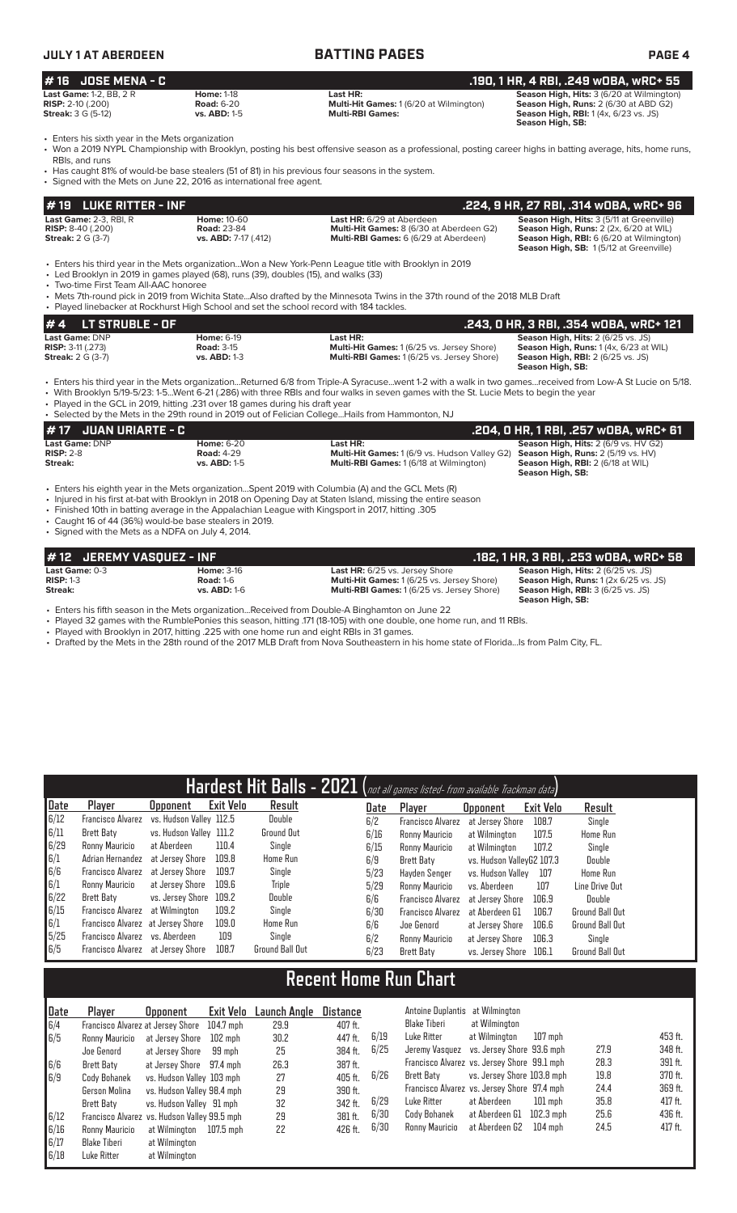## #16 JOSE MENA - C

**.190, 1 HR, 4 RBI, .249 wOBA, wRC+ 55**

| | | | |
|---|---|---|---|
| **Last Game:** 1-2, BB, 2 R | **Home:** 1-18 | **Last HR:** | **Season High, Hits:** 3 (6/20 at Wilmington) |
| **RISP:** 2-10 (.200) | **Road:** 6-20 | **Multi-Hit Games:** 1 (6/20 at Wilmington) | **Season High, Runs:** 2 (6/30 at ABD G2) |
| **Streak:** 3 G (5-12) | **vs. ABD:** 1-5 | **Multi-RBI Games:** | **Season High, RBI:** 1 (4x, 6/23 vs. JS) |
| | | | **Season High, SB:** |

- Enters his sixth year in the Mets organization
- Won a 2019 NYPL Championship with Brooklyn, posting his best offensive season as a professional, posting career highs in batting average, hits, home runs, RBIs, and runs
- Has caught 81% of would-be base stealers (51 of 81) in his previous four seasons in the system.
- Signed with the Mets on June 22, 2016 as international free agent.

## #19 LUKE RITTER - INF

**.224, 9 HR, 27 RBI, .314 wOBA, wRC+ 96**

| | | | |
|---|---|---|---|
| **Last Game:** 2-3, RBI, R | **Home:** 10-60 | **Last HR:** 6/29 at Aberdeen | **Season High, Hits:** 3 (5/11 at Greenville) |
| **RISP:** 8-40 (.200) | **Road:** 23-84 | **Multi-Hit Games:** 8 (6/30 at Aberdeen G2) | **Season High, Runs:** 2 (2x, 6/20 at WIL) |
| **Streak:** 2 G (3-7) | **vs. ABD:** 7-17 (.412) | **Multi-RBI Games:** 6 (6/29 at Aberdeen) | **Season High, RBI:** 6 (6/20 at Wilmington) |
| | | | **Season High, SB:** 1 (5/12 at Greenville) |

- Enters his third year in the Mets organization...Won a New York-Penn League title with Brooklyn in 2019
- Led Brooklyn in 2019 in games played (68), runs (39), doubles (15), and walks (33)
- Two-time First Team All-AAC honoree
- Mets 7th-round pick in 2019 from Wichita State...Also drafted by the Minnesota Twins in the 37th round of the 2018 MLB Draft
- Played linebacker at Rockhurst High School and set the school record with 184 tackles.

## #4 LT STRUBLE - OF

**.243, 0 HR, 3 RBI, .354 wOBA, wRC+ 121**

| | | | |
|---|---|---|---|
| **Last Game:** DNP | **Home:** 6-19 | **Last HR:** | **Season High, Hits:** 2 (6/25 vs. JS) |
| **RISP:** 3-11 (.273) | **Road:** 3-15 | **Multi-Hit Games:** 1 (6/25 vs. Jersey Shore) | **Season High, Runs:** 1 (4x, 6/23 at WIL) |
| **Streak:** 2 G (3-7) | **vs. ABD:** 1-3 | **Multi-RBI Games:** 1 (6/25 vs. Jersey Shore) | **Season High, RBI:** 2 (6/25 vs. JS) |
| | | | **Season High, SB:** |

- Enters his third year in the Mets organization...Returned 6/8 from Triple-A Syracuse...went 1-2 with a walk in two games...received from Low-A St Lucie on 5/18.
- With Brooklyn 5/19-5/23: 1-5...Went 6-21 (.286) with three RBIs and four walks in seven games with the St. Lucie Mets to begin the year
- Played in the GCL in 2019, hitting .231 over 18 games during his draft year
- Selected by the Mets in the 29th round in 2019 out of Felician College...Hails from Hammonton, NJ

## #17 JUAN URIARTE - C

**.204, 0 HR, 1 RBI, .257 wOBA, wRC+ 61**

| | | | |
|---|---|---|---|
| **Last Game:** DNP | **Home:** 6-20 | **Last HR:** | **Season High, Hits:** 2 (6/9 vs. HV G2) |
| **RISP:** 2-8 | **Road:** 4-29 | **Multi-Hit Games:** 1 (6/9 vs. Hudson Valley G2) | **Season High, Runs:** 2 (5/19 vs. HV) |
| **Streak:** | **vs. ABD:** 1-5 | **Multi-RBI Games:** 1 (6/18 at Wilmington) | **Season High, RBI:** 2 (6/18 at WIL) |
| | | | **Season High, SB:** |

- Enters his eighth year in the Mets organization...Spent 2019 with Columbia (A) and the GCL Mets (R)
- Injured in his first at-bat with Brooklyn in 2018 on Opening Day at Staten Island, missing the entire season
- Finished 10th in batting average in the Appalachian League with Kingsport in 2017, hitting .305
- Caught 16 of 44 (36%) would-be base stealers in 2019.
- Signed with the Mets as a NDFA on July 4, 2014.

## #12 JEREMY VASQUEZ - INF

**.182, 1 HR, 3 RBI, .253 wOBA, wRC+ 58**

| | | | |
|---|---|---|---|
| **Last Game:** 0-3 | **Home:** 3-16 | **Last HR:** 6/25 vs. Jersey Shore | **Season High, Hits:** 2 (6/25 vs. JS) |
| **RISP:** 1-3 | **Road:** 1-6 | **Multi-Hit Games:** 1 (6/25 vs. Jersey Shore) | **Season High, Runs:** 1 (2x 6/25 vs. JS) |
| **Streak:** | **vs. ABD:** 1-6 | **Multi-RBI Games:** 1 (6/25 vs. Jersey Shore) | **Season High, RBI:** 3 (6/25 vs. JS) |
| | | | **Season High, SB:** |

- Enters his fifth season in the Mets organization...Received from Double-A Binghamton on June 22
- Played 32 games with the RumblePonies this season, hitting .171 (18-105) with one double, one home run, and 11 RBIs.
- Played with Brooklyn in 2017, hitting .225 with one home run and eight RBIs in 31 games.
- Drafted by the Mets in the 28th round of the 2017 MLB Draft from Nova Southeastern in his home state of Florida...Is from Palm City, FL.

## Hardest Hit Balls - 2021 (not all games listed- from available Trackman data)

| Date | Player | Opponent | Exit Velo | Result |
|---|---|---|---|---|
| 6/12 | Francisco Alvarez | vs. Hudson Valley | 112.5 | Double |
| 6/11 | Brett Baty | vs. Hudson Valley | 111.2 | Ground Out |
| 6/29 | Ronny Mauricio | at Aberdeen | 110.4 | Single |
| 6/1 | Adrian Hernandez | at Jersey Shore | 109.8 | Home Run |
| 6/6 | Francisco Alvarez | at Jersey Shore | 109.7 | Single |
| 6/1 | Ronny Mauricio | at Jersey Shore | 109.6 | Triple |
| 6/22 | Brett Baty | vs. Jersey Shore | 109.2 | Double |
| 6/15 | Francisco Alvarez | at Wilmington | 109.2 | Single |
| 6/1 | Francisco Alvarez | at Jersey Shore | 109.0 | Home Run |
| 5/25 | Francisco Alvarez | vs. Aberdeen | 109 | Single |
| 6/5 | Francisco Alvarez | at Jersey Shore | 108.7 | Ground Ball Out |
| 6/2 | Francisco Alvarez | at Jersey Shore | 108.7 | Single |
| 6/16 | Ronny Mauricio | at Wilmington | 107.5 | Home Run |
| 6/15 | Ronny Mauricio | at Wilmington | 107.2 | Single |
| 6/9 | Brett Baty | vs. Hudson ValleyG2 | 107.3 | Double |
| 5/23 | Hayden Senger | vs. Hudson Valley | 107 | Home Run |
| 5/29 | Ronny Mauricio | vs. Aberdeen | 107 | Line Drive Out |
| 6/6 | Francisco Alvarez | at Jersey Shore | 106.9 | Double |
| 6/30 | Francisco Alvarez | at Aberdeen G1 | 106.7 | Ground Ball Out |
| 6/6 | Joe Genord | at Jersey Shore | 106.6 | Ground Ball Out |
| 6/2 | Ronny Mauricio | at Jersey Shore | 106.3 | Single |
| 6/23 | Brett Baty | vs. Jersey Shore | 106.1 | Ground Ball Out |

## Recent Home Run Chart

| Date | Player | Opponent | Exit Velo | Launch Angle | Distance |
|---|---|---|---|---|---|
| 6/4 | Francisco Alvarez | at Jersey Shore | 104.7 mph | 29.9 | 407 ft. |
| 6/5 | Ronny Mauricio | at Jersey Shore | 102 mph | 30.2 | 447 ft. |
| | Joe Genord | at Jersey Shore | 99 mph | 25 | 384 ft. |
| 6/6 | Brett Baty | at Jersey Shore | 97.4 mph | 26.3 | 387 ft. |
| 6/9 | Cody Bohanek | vs. Hudson Valley | 103 mph | 27 | 405 ft. |
| | Gerson Molina | vs. Hudson Valley | 98.4 mph | 29 | 390 ft. |
| | Brett Baty | vs. Hudson Valley | 91 mph | 32 | 342 ft. |
| 6/12 | Francisco Alvarez | vs. Hudson Valley | 99.5 mph | 29 | 381 ft. |
| 6/16 | Ronny Mauricio | at Wilmington | 107.5 mph | 22 | 426 ft. |
| 6/17 | Blake Tiberi | at Wilmington | | | |
| 6/18 | Luke Ritter | at Wilmington | | | |
| | Antoine Duplantis | at Wilmington | | | |
| | Blake Tiberi | at Wilmington | | | |
| 6/19 | Luke Ritter | at Wilmington | 107 mph | 27.9 | 453 ft. |
| 6/25 | Jeremy Vasquez | vs. Jersey Shore | 93.6 mph | 27.9 | 348 ft. |
| | Francisco Alvarez | vs. Jersey Shore | 99.1 mph | 28.3 | 391 ft. |
| 6/26 | Brett Baty | vs. Jersey Shore | 103.8 mph | 19.8 | 370 ft. |
| | Francisco Alvarez | vs. Jersey Shore | 97.4 mph | 24.4 | 369 ft. |
| 6/29 | Luke Ritter | at Aberdeen | 101 mph | 35.8 | 417 ft. |
| 6/30 | Cody Bohanek | at Aberdeen G1 | 102.3 mph | 25.6 | 436 ft. |
| 6/30 | Ronny Mauricio | at Aberdeen G2 | 104 mph | 24.5 | 417 ft. |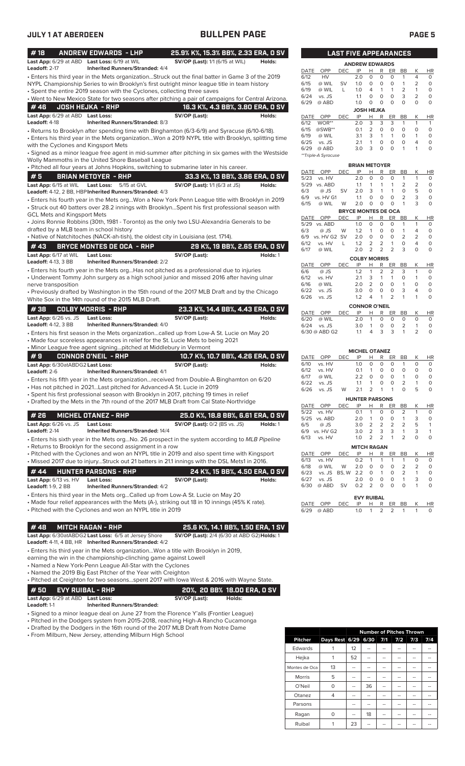## BULLPEN PAGE

### #18 ANDREW EDWARDS - LHP — 25.9% K%, 15.3% BB%, 2.33 ERA, 0 SV

**Last App:** 6/29 at ABD **Last Loss:** 6/19 at WIL **SV/OP (Last):** 1/1 (6/15 at WIL) **Holds:**
**Leadoff:** 2-17 **Inherited Runners/Stranded:** 4/4

- Enters his third year in the Mets organization...Struck out the final batter in Game 3 of the 2019 NYPL Championship Series to win Brooklyn's first outright minor league title in team history
- Spent the entire 2019 season with the Cyclones, collecting three saves
- Went to New Mexico State for two seasons after pitching a pair of campaigns for Central Arizona.

### #46 JOSH HEJKA - RHP — 16.3 K%, 4.3 BB%, 3.80 ERA, 0 SV

**Last App:** 6/29 at ABD **Last Loss:** **SV/OP (Last):** **Holds:**
**Leadoff:** 4-18 **Inherited Runners/Stranded:** 8/3

- Returns to Brooklyn after spending time with Binghamton (6/3-6/9) and Syracuse (6/10-6/18).
- Enters his third year in the Mets organization...Won a 2019 NYPL title with Brooklyn, splitting time with the Cyclones and Kingsport Mets
- Signed as a minor league free agent in mid-summer after pitching in six games with the Westside Wolly Mammoths in the United Shore Baseball League
- Pitched all four years at Johns Hopkins, switching to submarine later in his career.

### #5 BRIAN METOYER - RHP — 33.3 K%, 13 BB%, 3.86 ERA, 0 SV

**Last App:** 6/15 at WIL **Last Loss:** 5/15 at GVL **SV/OP (Last):** 1/1 (6/3 at JS) **Holds:**
**Leadoff:** 4-12, 2 BB, HBP **Inherited Runners/Stranded:** 4/3

- Enters his fourth year in the Mets org...Won a New York Penn League title with Brooklyn in 2019
- Struck out 40 batters over 28.2 innings with Brooklyn...Spent his first professional season with GCL Mets and Kingsport Mets
- Joins Ronnie Robbins (30th, 1981 - Toronto) as the only two LSU-Alexandria Generals to be drafted by a MLB team in school history
- Native of Natchitoches (NACK-ah-tish), the oldest city in Louisiana (est. 1714).

### #43 BRYCE MONTES DE OCA - RHP — 29 K%, 19 BB%, 2.65 ERA, 0 SV

**Last App:** 6/17 at WIL **Last Loss:** **SV/OP (Last):** **Holds:** 1
**Leadoff:** 4-13, 3 BB **Inherited Runners/Stranded:** 2/2

- Enters his fourth year in the Mets org...Has not pitched as a professional due to injuries
- Underwent Tommy John surgery as a high school junior and missed 2016 after having ulnar nerve transposition
- Previously drafted by Washington in the 15th round of the 2017 MLB Draft and by the Chicago White Sox in the 14th round of the 2015 MLB Draft.

### #38 COLBY MORRIS - RHP — 23.3 K%, 14.4 BB%, 4.43 ERA, 0 SV

**Last App:** 6/26 vs. JS **Last Loss:** **SV/OP (Last):** **Holds:**
**Leadoff:** 4-12, 3 BB **Inherited Runners/Stranded:** 4/0

- Enters his first season in the Mets organization...called up from Low-A St. Lucie on May 20
- Made four scoreless appearances in relief for the St. Lucie Mets to being 2021
- Minor League free agent signing...pitched at Middlebury in Vermont

### #9 CONNOR O'NEIL - RHP — 10.7 K%, 10.7 BB%, 4.26 ERA, 0 SV

**Last App:** 6/30atABDG2 **Last Loss:** **SV/OP (Last):** **Holds:**
**Leadoff:** 2-6 **Inherited Runners/Stranded:** 4/1

- Enters his fifth year in the Mets organization...received from Double-A Binghamton on 6/20
- Has not pitched in 2021...Last pitched for Advanced-A St. Lucie in 2019
- Spent his first professional season with Brooklyn in 2017, pitching 19 times in relief
- Drafted by the Mets in the 7th round of the 2017 MLB Draft from Cal State-Northridge

### #26 MICHEL OTANEZ - RHP — 25.0 K%, 18.8 BB%, 6.61 ERA, 0 SV

**Last App:** 6/26 vs. JS **Last Loss:** **SV/OP (Last):** 0/2 (BS vs. JS) **Holds:** 1
**Leadoff:** 2-14 **Inherited Runners/Stranded:** 14/4

- Enters his sixth year in the Mets org...No. 26 prospect in the system according to *MLB Pipeline*
- Returns to Brooklyn for the second assignment in a row
- Pitched with the Cyclones and won an NYPL title in 2019 and also spent time with Kingsport
- Missed 2017 due to injury...Struck out 21 batters in 21.1 innings with the DSL Mets1 in 2016.

### #44 HUNTER PARSONS - RHP — 24 K%, 15 BB%, 4.50 ERA, 0 SV

**Last App:** 6/13 vs. HV **Last Loss:** **SV/OP (Last):** **Holds:**
**Leadoff:** 1-9, 2 BB **Inherited Runners/Stranded:** 4/2

- Enters his third year in the Mets org...Called up from Low-A St. Lucie on May 20
- Made four relief appearances with the Mets (A-), striking out 18 in 10 innings (45% K rate).
- Pitched with the Cyclones and won an NYPL title in 2019

### #48 MITCH RAGAN - RHP — 25.6 K%, 14.1 BB%, 1.50 ERA, 1 SV

**Last App:** 6/30atABDG2 **Last Loss:** 6/5 at Jersey Shore **SV/OP (Last):** 2/4 (6/30 at ABD G2) **Holds:** 1
**Leadoff:** 4-11, 4 BB, HR **Inherited Runners/Stranded:** 4/2

- Enters his third year in the Mets organization...Won a title with Brooklyn in 2019, earning the win in the championship-clinching game against Lowell
- Named a New York-Penn League All-Star with the Cyclones
- Named the 2019 Big East Pitcher of the Year with Creighton
- Pitched at Creighton for two seasons...spent 2017 with Iowa West & 2016 with Wayne State.

### #50 EVY RUIBAL - RHP — 20%, 20 BB% 18.00 ERA, 0 SV

**Last App:** 6/29 at ABD **Last Loss:** **SV/OP (Last):** **Holds:**
**Leadoff:** 1-1 **Inherited Runners/Stranded:**

- Signed to a minor league deal on June 27 from the Florence Y'alls (Frontier League)
- Pitched in the Dodgers system from 2015-2018, reaching High-A Rancho Cucamonga
- Drafted by the Dodgers in the 16th round of the 2017 MLB Draft from Notre Dame
- From Milburn, New Jersey, attending Milburn High School

## LAST FIVE APPEARANCES

**ANDREW EDWARDS**

| DATE | OPP | DEC | IP | H | R | ER | BB | K | HR |
|---|---|---|---|---|---|---|---|---|---|
| 6/12 | HV | | 2.0 | 0 | 0 | 0 | 1 | 4 | 0 |
| 6/15 | @ WIL | SV | 1.0 | 0 | 0 | 0 | 1 | 2 | 0 |
| 6/19 | @ WIL | L | 1.0 | 4 | 1 | 1 | 2 | 1 | 0 |
| 6/24 | vs. JS | | 1.1 | 0 | 0 | 0 | 3 | 2 | 0 |
| 6/29 | @ ABD | | 1.0 | 0 | 0 | 0 | 0 | 0 | 0 |

**JOSH HEJKA**

| DATE | OPP | DEC | IP | H | R | ER | BB | K | HR |
|---|---|---|---|---|---|---|---|---|---|
| 6/12 | WOR** | | 2.0 | 3 | 3 | 3 | 1 | 1 | 1 |
| 6/15 | @SWB** | | 0.1 | 2 | 0 | 0 | 0 | 0 | 0 |
| 6/19 | @ WIL | | 3.1 | 3 | 1 | 1 | 0 | 1 | 0 |
| 6/25 | vs. JS | | 2.1 | 1 | 0 | 0 | 0 | 4 | 0 |
| 6/29 | @ ABD | | 3.0 | 3 | 0 | 0 | 1 | 1 | 0 |

*\*\*Triple-A Syracuse*

**BRIAN METOYER**

| DATE | OPP | DEC | IP | H | R | ER | BB | K | HR |
|---|---|---|---|---|---|---|---|---|---|
| 5/23 | vs. HV | | 2.0 | 0 | 0 | 0 | 1 | 1 | 0 |
| 5/29 | vs. ABD | | 1.1 | 1 | 1 | 1 | 2 | 2 | 0 |
| 6/3 | @ JS | SV | 2.0 | 3 | 1 | 1 | 0 | 5 | 0 |
| 6/9 | vs. HV G1 | | 1.1 | 0 | 0 | 0 | 2 | 3 | 0 |
| 6/15 | @ WIL | W | 2.0 | 0 | 0 | 0 | 1 | 3 | 0 |

**BRYCE MONTES DE OCA**

| DATE | OPP | DEC | IP | H | R | ER | BB | K | HR |
|---|---|---|---|---|---|---|---|---|---|
| 5/29 | vs. ABD | | 1.0 | 0 | 0 | 0 | 1 | 1 | 0 |
| 6/3 | @ JS | W | 1.2 | 1 | 0 | 0 | 1 | 4 | 0 |
| 6/9 | vs. HV G2 | SV | 2.0 | 0 | 0 | 0 | 2 | 2 | 0 |
| 6/12 | vs. HV | L | 1.2 | 2 | 2 | 1 | 0 | 4 | 0 |
| 6/17 | @ WIL | | 2.0 | 2 | 2 | 2 | 3 | 0 | 0 |

**COLBY MORRIS**

| DATE | OPP | DEC | IP | H | R | ER | BB | K | HR |
|---|---|---|---|---|---|---|---|---|---|
| 6/6 | @ JS | | 1.2 | 1 | 2 | 2 | 3 | 1 | 0 |
| 6/12 | vs. HV | | 2.1 | 3 | 1 | 1 | 0 | 1 | 0 |
| 6/16 | @ WIL | | 2.0 | 2 | 0 | 0 | 1 | 0 | 0 |
| 6/22 | vs. JS | | 3.0 | 0 | 0 | 0 | 3 | 4 | 0 |
| 6/26 | vs. JS | | 1.2 | 4 | 1 | 2 | 1 | 1 | 0 |

**CONNOR O'NEIL**

| DATE | OPP | DEC | IP | H | R | ER | BB | K | HR |
|---|---|---|---|---|---|---|---|---|---|
| 6/20 | @ WIL | | 2.0 | 1 | 0 | 0 | 0 | 0 | 0 |
| 6/24 | vs. JS | | 3.0 | 1 | 0 | 0 | 2 | 1 | 0 |
| 6/30 | @ ABD G2 | | 1.1 | 4 | 3 | 3 | 1 | 2 | 0 |

**MICHEL OTANEZ**

| DATE | OPP | DEC | IP | H | R | ER | BB | K | HR |
|---|---|---|---|---|---|---|---|---|---|
| 6/10 | vs. HV | | 1.0 | 0 | 0 | 0 | 1 | 0 | 0 |
| 6/12 | vs. HV | | 0.1 | 1 | 0 | 0 | 0 | 0 | 0 |
| 6/17 | @ WIL | | 2.2 | 0 | 0 | 0 | 1 | 0 | 0 |
| 6/22 | vs. JS | | 1.1 | 1 | 0 | 0 | 2 | 1 | 0 |
| 6/26 | vs. JS | W | 2.1 | 2 | 1 | 1 | 0 | 5 | 0 |

**HUNTER PARSONS**

| DATE | OPP | DEC | IP | H | R | ER | BB | K | HR |
|---|---|---|---|---|---|---|---|---|---|
| 5/22 | vs. HV | | 0.1 | 1 | 0 | 0 | 2 | 1 | 0 |
| 5/25 | vs. ABD | | 2.0 | 1 | 0 | 0 | 1 | 3 | 0 |
| 6/5 | @ JS | | 3.0 | 2 | 2 | 2 | 2 | 5 | 1 |
| 6/9 | vs. HV G2 | | 3.0 | 2 | 3 | 3 | 1 | 3 | 1 |
| 6/13 | vs. HV | | 1.0 | 2 | 2 | 1 | 2 | 0 | 0 |

**MITCH RAGAN**

| DATE | OPP | DEC | IP | H | R | ER | BB | K | HR |
|---|---|---|---|---|---|---|---|---|---|
| 6/13 | vs. HV | | 0.2 | 1 | 1 | 1 | 1 | 0 | 0 |
| 6/18 | @ WIL | W | 2.0 | 0 | 0 | 0 | 2 | 2 | 0 |
| 6/23 | vs. JS | BS, W | 2.2 | 0 | 1 | 0 | 2 | 1 | 0 |
| 6/27 | vs. JS | | 2.0 | 0 | 0 | 0 | 1 | 3 | 0 |
| 6/30 | @ ABD | SV | 0.2 | 2 | 0 | 0 | 0 | 1 | 0 |

**EVY RUIBAL**

| DATE | OPP | DEC | IP | H | R | ER | BB | K | HR |
|---|---|---|---|---|---|---|---|---|---|
| 6/29 | @ ABD | | 1.0 | 1 | 2 | 2 | 1 | 1 | 0 |

| | | Number of Pitches Thrown | | | | | |
|---|---|---|---|---|---|---|---|
| Pitcher | Days Rest | 6/29 | 6/30 | 7/1 | 7/2 | 7/3 | 7/4 |
| Edwards | 1 | 12 | -- | -- | -- | -- | -- |
| Hejka | 1 | 52 | -- | -- | -- | -- | -- |
| Montes de Oca | 13 | -- | -- | -- | -- | -- | -- |
| Morris | 5 | -- | -- | -- | -- | -- | -- |
| O'Neil | 0 | -- | 36 | -- | -- | -- | -- |
| Otanez | 4 | -- | -- | -- | -- | -- | -- |
| Parsons | | -- | -- | -- | -- | -- | -- |
| Ragan | 0 | -- | 18 | -- | -- | -- | -- |
| Ruibal | 1 | 23 | -- | -- | -- | -- | -- |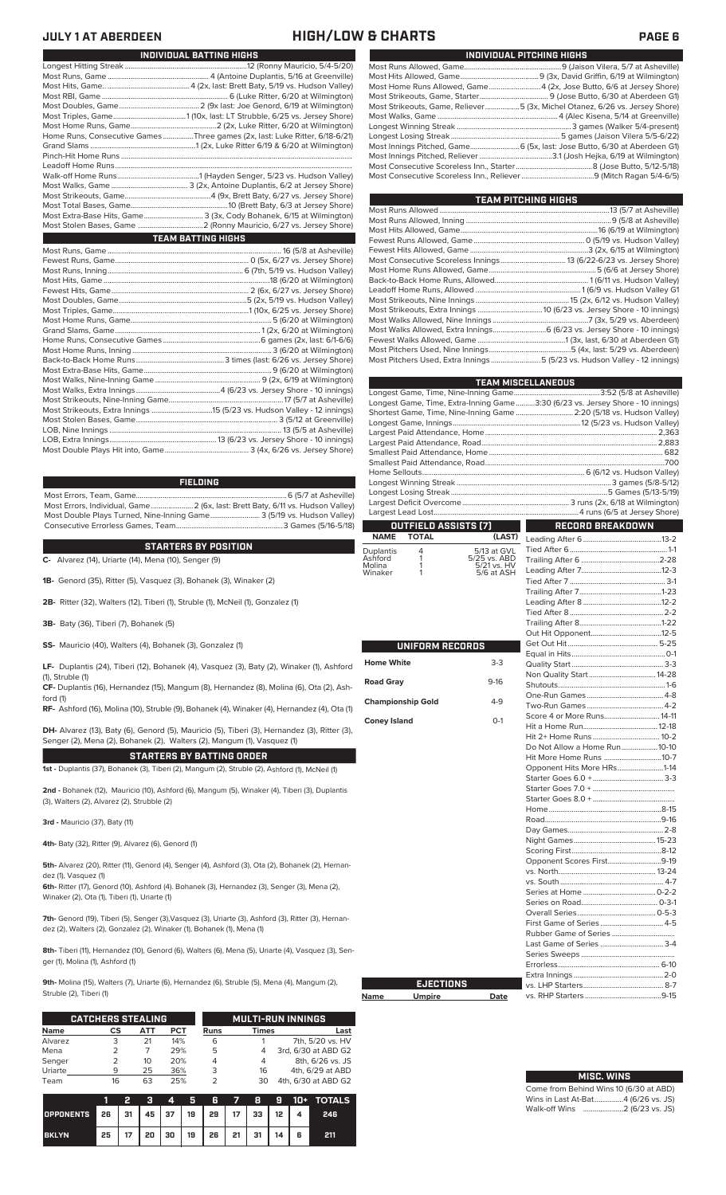# JULY 1 AT ABERDEEN — HIGH/LOW & CHARTS

## INDIVIDUAL BATTING HIGHS

Longest Hitting Streak.....12 (Ronny Mauricio, 5/4-5/20)
Most Runs, Game.....4 (Antoine Duplantis, 5/16 at Greenville)
Most Hits, Game.....4 (2x, last: Brett Baty, 5/19 vs. Hudson Valley)
Most RBI, Game.....6 (Luke Ritter, 6/20 at Wilmington)
Most Doubles, Game.....2 (9x last: Joe Genord, 6/19 at Wilmington)
Most Triples, Game.....1 (10x, last: LT Strubble, 6/25 vs. Jersey Shore)
Most Home Runs, Game.....2 (2x, Luke Ritter, 6/20 at Wilmington)
Home Runs, Consecutive Games.....Three games (2x, last: Luke Ritter, 6/18-6/21)
Grand Slams.....1 (2x, Luke Ritter 6/19 & 6/20 at Wilmington)
Pinch-Hit Home Runs.....
Leadoff Home Runs.....
Walk-off Home Runs.....1 (Hayden Senger, 5/23 vs. Hudson Valley)
Most Walks, Game.....3 (2x, Antoine Duplantis, 6/2 at Jersey Shore)
Most Strikeouts, Game.....4 (9x, Brett Baty, 6/27 vs. Jersey Shore)
Most Total Bases, Game.....10 (Brett Baty, 6/3 at Jersey Shore)
Most Extra-Base Hits, Game.....3 (3x, Cody Bohanek, 6/15 at Wilmington)
Most Stolen Bases, Game.....2 (Ronny Mauricio, 6/27 vs. Jersey Shore)

## TEAM BATTING HIGHS

Most Runs, Game.....16 (5/8 at Asheville)
Fewest Runs, Game.....0 (5x, 6/27 vs. Jersey Shore)
Most Runs, Inning.....6 (7th, 5/19 vs. Hudson Valley)
Most Hits, Game.....18 (6/20 at Wilmington)
Fewest Hits, Game.....2 (6x, 6/27 vs. Jersey Shore)
Most Doubles, Game.....5 (2x, 5/19 vs. Hudson Valley)
Most Triples, Game.....1 (10x, 6/25 vs. Jersey Shore)
Most Home Runs, Game.....5 (6/20 at Wilmington)
Grand Slams, Game.....1 (2x, 6/20 at Wilmington)
Home Runs, Consecutive Games.....6 games (2x, last: 6/1-6/6)
Most Home Runs, Inning.....3 (6/20 at Wilmington)
Back-to-Back Home Runs.....3 times (last: 6/26 vs. Jersey Shore)
Most Extra-Base Hits, Game.....9 (6/20 at Wilmington)
Most Walks, Nine-Inning Game.....9 (2x, 6/19 at Wilmington)
Most Walks, Extra Innings.....4 (6/23 vs. Jersey Shore - 10 innings)
Most Strikeouts, Nine-Inning Game.....17 (5/7 at Asheville)
Most Strikeouts, Extra Innings.....15 (5/23 vs. Hudson Valley - 12 innings)
Most Stolen Bases, Game.....3 (5/12 at Greenville)
LOB, Nine Innings.....13 (5/5 at Asheville)
LOB, Extra Innings.....13 (6/23 vs. Jersey Shore - 10 innings)
Most Double Plays Hit into, Game.....3 (4x, 6/26 vs. Jersey Shore)

## FIELDING

Most Errors, Team, Game.....6 (5/7 at Asheville)
Most Errors, Individual, Game.....2 (6x, last: Brett Baty, 6/11 vs. Hudson Valley)
Most Double Plays Turned, Nine-Inning Game.....3 (5/19 vs. Hudson Valley)
Consecutive Errorless Games, Team.....3 Games (5/16-5/18)

## STARTERS BY POSITION

**C-** Alvarez (14), Uriarte (14), Mena (10), Senger (9)

**1B-** Genord (35), Ritter (5), Vasquez (3), Bohanek (3), Winaker (2)

**2B-** Ritter (32), Walters (12), Tiberi (1), Struble (1), McNeil (1), Gonzalez (1)

**3B-** Baty (36), Tiberi (7), Bohanek (5)

**SS-** Mauricio (40), Walters (4), Bohanek (3), Gonzalez (1)

**LF-** Duplantis (24), Tiberi (12), Bohanek (4), Vasquez (3), Baty (2), Winaker (1), Ashford (1), Struble (1)

**CF-** Duplantis (16), Hernandez (15), Mangum (8), Hernandez (8), Molina (6), Ota (2), Ashford (1)

**RF-** Ashford (16), Molina (10), Struble (9), Bohanek (4), Winaker (4), Hernandez (4), Ota (1)

**DH-** Alvarez (13), Baty (6), Genord (5), Mauricio (5), Tiberi (3), Hernandez (3), Ritter (3), Senger (2), Mena (2), Bohanek (2), Walters (2), Mangum (1), Vasquez (1)

## STARTERS BY BATTING ORDER

**1st -** Duplantis (37), Bohanek (3), Tiberi (2), Mangum (2), Struble (2), Ashford (1), McNeil (1)

**2nd -** Bohanek (12), Mauricio (10), Ashford (6), Mangum (5), Winaker (4), Tiberi (3), Duplantis (3), Walters (2), Alvarez (2), Struble (2)

**3rd -** Mauricio (37), Baty (11)

**4th-** Baty (32), Ritter (9), Alvarez (6), Genord (1)

**5th-** Alvarez (20), Ritter (11), Genord (4), Senger (4), Ashford (3), Ota (2), Bohanek (2), Hernandez (1), Vasquez (1)

**6th-** Ritter (17), Genord (10), Ashford (4). Bohanek (3), Hernandez (3), Senger (3), Mena (2), Winaker (2), Ota (1), Tiberi (1), Uriarte (1)

**7th-** Genord (19), Tiberi (5), Senger (3),Vasquez (3), Uriarte (3), Ashford (3), Ritter (3), Hernandez (2), Walters (2), Gonzalez (2), Winaker (1), Bohanek (1), Mena (1)

**8th-** Tiberi (11), Hernandez (10), Genord (6), Walters (6), Mena (5), Uriarte (4), Vasquez (3), Senger (1), Molina (1), Ashford (1)

**9th-** Molina (15), Walters (7), Uriarte (6), Hernandez (6), Struble (5), Mena (4), Mangum (2), Struble (2), Tiberi (1)

## CATCHERS STEALING

| Name | CS | ATT | PCT |
|---|---|---|---|
| Alvarez | 3 | 21 | 14% |
| Mena | 2 | 7 | 29% |
| Senger | 2 | 10 | 20% |
| Uriarte | 9 | 25 | 36% |
| Team | 16 | 63 | 25% |

## MULTI-RUN INNINGS

| Runs | Times | Last |
|---|---|---|
| 6 | 1 | 7th, 5/20 vs. HV |
| 5 | 4 | 3rd, 6/30 at ABD G2 |
| 4 | 4 | 8th, 6/26 vs. JS |
| 3 | 16 | 4th, 6/29 at ABD |
| 2 | 30 | 4th, 6/30 at ABD G2 |

| | 1 | 2 | 3 | 4 | 5 | 6 | 7 | 8 | 9 | 10+ | TOTALS |
|---|---|---|---|---|---|---|---|---|---|---|---|
| OPPONENTS | 26 | 31 | 45 | 37 | 19 | 29 | 17 | 33 | 12 | 4 | 246 |
| BKLYN | 25 | 17 | 20 | 30 | 19 | 26 | 21 | 31 | 14 | 6 | 211 |

## INDIVIDUAL PITCHING HIGHS

Most Runs Allowed, Game.....9 (Jaison Vilera, 5/7 at Asheville)
Most Hits Allowed, Game.....9 (3x, David Griffin, 6/19 at Wilmington)
Most Home Runs Allowed, Game.....4 (2x, Jose Butto, 6/6 at Jersey Shore)
Most Strikeouts, Game, Starter.....9 (Jose Butto, 6/30 at Aberdeen G1)
Most Strikeouts, Game, Reliever.....5 (3x, Michel Otanez, 6/26 vs. Jersey Shore)
Most Walks, Game.....4 (Alec Kisena, 5/14 at Greenville)
Longest Winning Streak.....3 games (Walker 5-present)
Longest Losing Streak.....5 games (Jaison Vilera 5/5-6/22)
Most Innings Pitched, Game.....6 (5x, last: Jose Butto, 6/30 at Aberdeen G1)
Most Innings Pitched, Reliever.....3.1 (Josh Hejka, 6/19 at Wilmington)
Most Consecutive Scoreless Inn., Starter.....8 (Jose Butto, 5/12-5/18)
Most Consecutive Scoreless Inn., Reliever.....9 (Mitch Ragan 5/4-6/5)

## TEAM PITCHING HIGHS

Most Runs Allowed.....13 (5/7 at Asheville)
Most Runs Allowed, Inning.....9 (5/8 at Asheville)
Most Hits Allowed, Game.....16 (6/19 at Wilmington)
Fewest Runs Allowed, Game.....0 (5/19 vs. Hudson Valley)
Fewest Hits Allowed, Game.....3 (2x, 6/15 at Wilmington)
Most Consecutive Scoreless Innings.....13 (6/22-6/23 vs. Jersey Shore)
Most Home Runs Allowed, Game.....5 (6/6 at Jersey Shore)
Back-to-Back Home Runs, Allowed.....1 (6/11 vs. Hudson Valley)
Leadoff Home Runs, Allowed.....1 (6/9 vs. Hudson Valley G1
Most Strikeouts, Nine Innings.....15 (2x, 6/12 vs. Hudson Valley)
Most Strikeouts, Extra Innings.....10 (6/23 vs. Jersey Shore - 10 innings)
Most Walks Allowed, Nine Innings.....7 (3x, 5/29 vs. Aberdeen)
Most Walks Allowed, Extra Innings.....6 (6/23 vs. Jersey Shore - 10 innings)
Fewest Walks Allowed, Game.....1 (3x, last, 6/30 at ABD G1)
Most Pitchers Used, Nine Innings.....5 (4x, last: 5/29 vs. Aberdeen)
Most Pitchers Used, Extra Innings.....5 (5/23 vs. Hudson Valley - 12 innings)

## TEAM MISCELLANEOUS

Longest Game, Time, Nine-Inning Game.....3:52 (5/8 at Asheville)
Longest Game, Time, Extra-Inning Game.....3:30 (6/23 vs. Jersey Shore - 10 innings)
Shortest Game, Time, Nine-Inning Game.....2:20 (5/18 vs. Hudson Valley)
Longest Game, Innings.....12 (5/23 vs. Hudson Valley)
Largest Paid Attendance, Home.....2,363
Largest Paid Attendance, Road.....2,883
Smallest Paid Attendance, Home.....682
Smallest Paid Attendance, Road.....700
Home Sellouts.....6 (6/12 vs. Hudson Valley)
Longest Winning Streak.....3 games (5/8-5/12)
Longest Losing Streak.....5 Games (5/13-5/19)
Largest Deficit Overcome.....3 runs (2x, 6/18 at Wilmington)
Largest Lead Lost.....4 runs (6/5 at Jersey Shore)

## OUTFIELD ASSISTS (7)

| NAME | TOTAL | (LAST) |
|---|---|---|
| Duplantis | 4 | 5/13 at GVL |
| Ashford | 1 | 5/25 vs. ABD |
| Molina | 1 | 5/21 vs. HV |
| Winaker | 1 | 5/6 at ASH |

## UNIFORM RECORDS

| | |
|---|---|
| Home White | 3-3 |
| Road Gray | 9-16 |
| Championship Gold | 4-9 |
| Coney Island | 0-1 |

## EJECTIONS

| Name | Umpire | Date |
|---|---|---|

## RECORD BREAKDOWN

| | |
|---|---|
| Leading After 6 | 13-2 |
| Tied After 6 | 1-1 |
| Trailing After 6 | 2-28 |
| Leading After 7 | 12-3 |
| Tied After 7 | 3-1 |
| Trailing After 7 | 1-23 |
| Leading After 8 | 12-2 |
| Tied After 8 | 2-2 |
| Trailing After 8 | 1-22 |
| Out Hit Opponent | 12-5 |
| Get Out Hit | 5-25 |
| Equal in Hits | 0-1 |
| Quality Start | 3-3 |
| Non Quality Start | 14-28 |
| Shutouts | 1-6 |
| One-Run Games | 4-8 |
| Two-Run Games | 4-2 |
| Score 4 or More Runs | 14-11 |
| Hit a Home Run | 12-18 |
| Hit 2+ Home Runs | 10-2 |
| Do Not Allow a Home Run | 10-10 |
| Hit More Home Runs | 10-7 |
| Opponent Hits More HRs | 1-14 |
| Starter Goes 6.0 + | 3-3 |
| Starter Goes 7.0 + | |
| Starter Goes 8.0 + | |
| Home | 8-15 |
| Road | 9-16 |
| Day Games | 2-8 |
| Night Games | 15-23 |
| Scoring First | 8-12 |
| Opponent Scores First | 9-19 |
| vs. North | 13-24 |
| vs. South | 4-7 |
| Series at Home | 0-2-2 |
| Series on Road | 0-3-1 |
| Overall Series | 0-5-3 |
| First Game of Series | 4-5 |
| Rubber Game of Series | |
| Last Game of Series | 3-4 |
| Series Sweeps | |
| Errorless | 6-10 |
| Extra Innings | 2-0 |
| vs. LHP Starters | 8-7 |
| vs. RHP Starters | 9-15 |

## MISC. WINS

Come from Behind Wins 10 (6/30 at ABD)
Wins in Last At-Bat.....4 (6/26 vs. JS)
Walk-off Wins .....2 (6/23 vs. JS)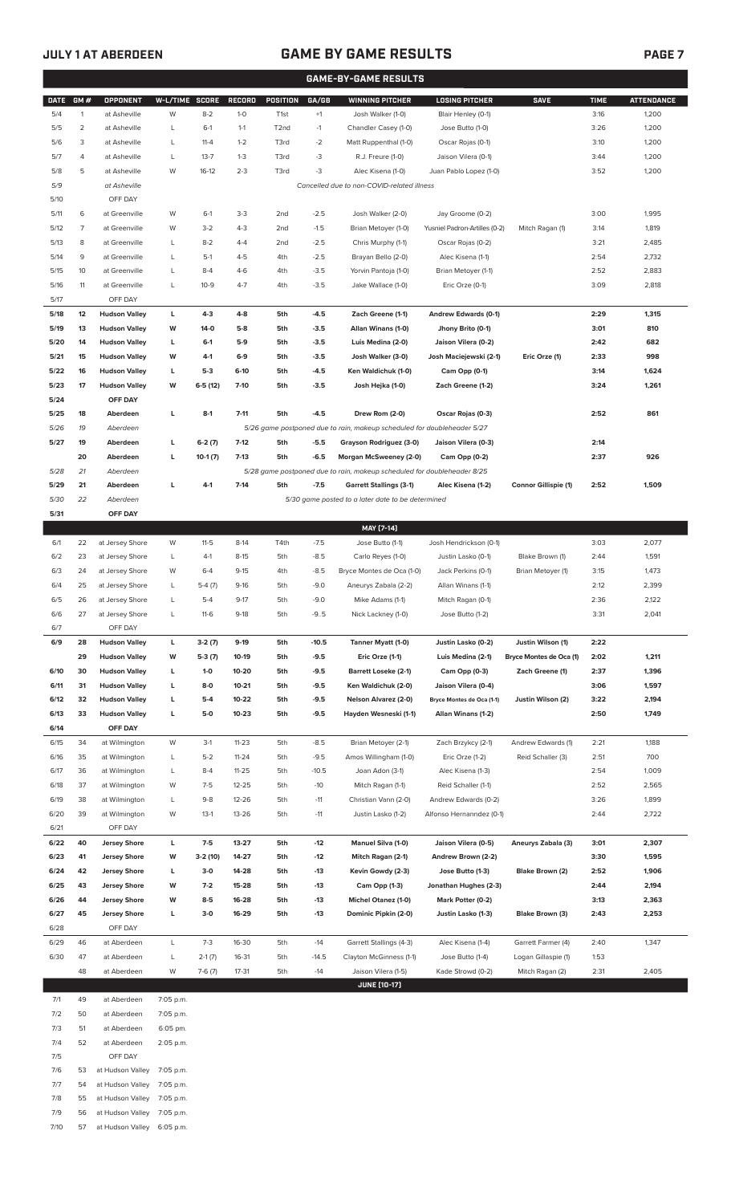# GAME BY GAME RESULTS

## GAME-BY-GAME RESULTS

| DATE | GM # | OPPONENT | W-L/TIME | SCORE | RECORD | POSITION | GA/GB | WINNING PITCHER | LOSING PITCHER | SAVE | TIME | ATTENDANCE |
|---|---|---|---|---|---|---|---|---|---|---|---|---|
| 5/4 | 1 | at Asheville | W | 8-2 | 1-0 | T1st | +1 | Josh Walker (1-0) | Blair Henley (0-1) | | 3:16 | 1,200 |
| 5/5 | 2 | at Asheville | L | 6-1 | 1-1 | T2nd | -1 | Chandler Casey (1-0) | Jose Butto (1-0) | | 3:26 | 1,200 |
| 5/6 | 3 | at Asheville | L | 11-4 | 1-2 | T3rd | -2 | Matt Ruppenthal (1-0) | Oscar Rojas (0-1) | | 3:10 | 1,200 |
| 5/7 | 4 | at Asheville | L | 13-7 | 1-3 | T3rd | -3 | R.J. Freure (1-0) | Jaison Vilera (0-1) | | 3:44 | 1,200 |
| 5/8 | 5 | at Asheville | W | 16-12 | 2-3 | T3rd | -3 | Alec Kisena (1-0) | Juan Pablo Lopez (1-0) | | 3:52 | 1,200 |
| 5/9 | | at Asheville | | | | | | Cancelled due to non-COVID-related illness | | | | |
| 5/10 | | OFF DAY | | | | | | | | | | |
| 5/11 | 6 | at Greenville | W | 6-1 | 3-3 | 2nd | -2.5 | Josh Walker (2-0) | Jay Groome (0-2) | | 3:00 | 1,995 |
| 5/12 | 7 | at Greenville | W | 3-2 | 4-3 | 2nd | -1.5 | Brian Metoyer (1-0) | Yusniel Padron-Artilles (0-2) | Mitch Ragan (1) | 3:14 | 1,819 |
| 5/13 | 8 | at Greenville | L | 8-2 | 4-4 | 2nd | -2.5 | Chris Murphy (1-1) | Oscar Rojas (0-2) | | 3:21 | 2,485 |
| 5/14 | 9 | at Greenville | L | 5-1 | 4-5 | 4th | -2.5 | Brayan Bello (2-0) | Alec Kisena (1-1) | | 2:54 | 2,732 |
| 5/15 | 10 | at Greenville | L | 8-4 | 4-6 | 4th | -3.5 | Yorvin Pantoja (1-0) | Brian Metoyer (1-1) | | 2:52 | 2,883 |
| 5/16 | 11 | at Greenville | L | 10-9 | 4-7 | 4th | -3.5 | Jake Wallace (1-0) | Eric Orze (0-1) | | 3:09 | 2,818 |
| 5/17 | | OFF DAY | | | | | | | | | | |
| **5/18** | **12** | **Hudson Valley** | **L** | **4-3** | **4-8** | **5th** | **-4.5** | **Zach Greene (1-1)** | **Andrew Edwards (0-1)** | | **2:29** | **1,315** |
| **5/19** | **13** | **Hudson Valley** | **W** | **14-0** | **5-8** | **5th** | **-3.5** | **Allan Winans (1-0)** | **Jhony Brito (0-1)** | | **3:01** | **810** |
| **5/20** | **14** | **Hudson Valley** | **L** | **6-1** | **5-9** | **5th** | **-3.5** | **Luis Medina (2-0)** | **Jaison Vilera (0-2)** | | **2:42** | **682** |
| **5/21** | **15** | **Hudson Valley** | **W** | **4-1** | **6-9** | **5th** | **-3.5** | **Josh Walker (3-0)** | **Josh Maciejewski (2-1)** | **Eric Orze (1)** | **2:33** | **998** |
| **5/22** | **16** | **Hudson Valley** | **L** | **5-3** | **6-10** | **5th** | **-4.5** | **Ken Waldichuk (1-0)** | **Cam Opp (0-1)** | | **3:14** | **1,624** |
| **5/23** | **17** | **Hudson Valley** | **W** | **6-5 (12)** | **7-10** | **5th** | **-3.5** | **Josh Hejka (1-0)** | **Zach Greene (1-2)** | | **3:24** | **1,261** |
| **5/24** | | **OFF DAY** | | | | | | | | | | |
| **5/25** | **18** | **Aberdeen** | **L** | **8-1** | **7-11** | **5th** | **-4.5** | **Drew Rom (2-0)** | **Oscar Rojas (0-3)** | | **2:52** | **861** |
| *5/26* | *19* | *Aberdeen* | | | | | | *5/26 game postponed due to rain, makeup scheduled for doubleheader 5/27* | | | | |
| **5/27** | **19** | **Aberdeen** | **L** | **6-2 (7)** | **7-12** | **5th** | **-5.5** | **Grayson Rodriguez (3-0)** | **Jaison Vilera (0-3)** | | **2:14** | |
| | **20** | **Aberdeen** | **L** | **10-1 (7)** | **7-13** | **5th** | **-6.5** | **Morgan McSweeney (2-0)** | **Cam Opp (0-2)** | | **2:37** | **926** |
| *5/28* | *21* | *Aberdeen* | | | | | | *5/28 game postponed due to rain, makeup scheduled for doubleheader 8/25* | | | | |
| **5/29** | **21** | **Aberdeen** | **L** | **4-1** | **7-14** | **5th** | **-7.5** | **Garrett Stallings (3-1)** | **Alec Kisena (1-2)** | **Connor Gillispie (1)** | **2:52** | **1,509** |
| *5/30* | *22* | *Aberdeen* | | | | | | *5/30 game posted to a later date to be determined* | | | | |
| **5/31** | | **OFF DAY** | | | | | | | | | | |
| | | | | | | | | **MAY [7-14]** | | | | |
| 6/1 | 22 | at Jersey Shore | W | 11-5 | 8-14 | T4th | -7.5 | Jose Butto (1-1) | Josh Hendrickson (0-1) | | 3:03 | 2,077 |
| 6/2 | 23 | at Jersey Shore | L | 4-1 | 8-15 | 5th | -8.5 | Carlo Reyes (1-0) | Justin Lasko (0-1) | Blake Brown (1) | 2:44 | 1,591 |
| 6/3 | 24 | at Jersey Shore | W | 6-4 | 9-15 | 4th | -8.5 | Bryce Montes de Oca (1-0) | Jack Perkins (0-1) | Brian Metoyer (1) | 3:15 | 1,473 |
| 6/4 | 25 | at Jersey Shore | L | 5-4 (7) | 9-16 | 5th | -9.0 | Aneurys Zabala (2-2) | Allan Winans (1-1) | | 2:12 | 2,399 |
| 6/5 | 26 | at Jersey Shore | L | 5-4 | 9-17 | 5th | -9.0 | Mike Adams (1-1) | Mitch Ragan (0-1) | | 2:36 | 2,122 |
| 6/6 | 27 | at Jersey Shore | L | 11-6 | 9-18 | 5th | -9..5 | Nick Lackney (1-0) | Jose Butto (1-2) | | 3:31 | 2,041 |
| 6/7 | | OFF DAY | | | | | | | | | | |
| **6/9** | **28** | **Hudson Valley** | **L** | **3-2 (7)** | **9-19** | **5th** | **-10.5** | **Tanner Myatt (1-0)** | **Justin Lasko (0-2)** | **Justin Wilson (1)** | **2:22** | |
| | **29** | **Hudson Valley** | **W** | **5-3 (7)** | **10-19** | **5th** | **-9.5** | **Eric Orze (1-1)** | **Luis Medina (2-1)** | **Bryce Montes de Oca (1)** | **2:02** | **1,211** |
| **6/10** | **30** | **Hudson Valley** | **L** | **1-0** | **10-20** | **5th** | **-9.5** | **Barrett Loseke (2-1)** | **Cam Opp (0-3)** | **Zach Greene (1)** | **2:37** | **1,396** |
| **6/11** | **31** | **Hudson Valley** | **L** | **8-0** | **10-21** | **5th** | **-9.5** | **Ken Waldichuk (2-0)** | **Jaison Vilera (0-4)** | | **3:06** | **1,597** |
| **6/12** | **32** | **Hudson Valley** | **L** | **5-4** | **10-22** | **5th** | **-9.5** | **Nelson Alvarez (2-0)** | **Bryce Montes de Oca (1-1)** | **Justin Wilson (2)** | **3:22** | **2,194** |
| **6/13** | **33** | **Hudson Valley** | **L** | **5-0** | **10-23** | **5th** | **-9.5** | **Hayden Wesneski (1-1)** | **Allan Winans (1-2)** | | **2:50** | **1,749** |
| **6/14** | | **OFF DAY** | | | | | | | | | | |
| 6/15 | 34 | at Wilmington | W | 3-1 | 11-23 | 5th | -8.5 | Brian Metoyer (2-1) | Zach Brzykcy (2-1) | Andrew Edwards (1) | 2:21 | 1,188 |
| 6/16 | 35 | at Wilmington | L | 5-2 | 11-24 | 5th | -9.5 | Amos Willingham (1-0) | Eric Orze (1-2) | Reid Schaller (3) | 2:51 | 700 |
| 6/17 | 36 | at Wilmington | L | 8-4 | 11-25 | 5th | -10.5 | Joan Adon (3-1) | Alec Kisena (1-3) | | 2:54 | 1,009 |
| 6/18 | 37 | at Wilmington | W | 7-5 | 12-25 | 5th | -10 | Mitch Ragan (1-1) | Reid Schaller (1-1) | | 2:52 | 2,565 |
| 6/19 | 38 | at Wilmington | L | 9-8 | 12-26 | 5th | -11 | Christian Vann (2-0) | Andrew Edwards (0-2) | | 3:26 | 1,899 |
| 6/20 | 39 | at Wilmington | W | 13-1 | 13-26 | 5th | -11 | Justin Lasko (1-2) | Alfonso Hernanndez (0-1) | | 2:44 | 2,722 |
| 6/21 | | OFF DAY | | | | | | | | | | |
| **6/22** | **40** | **Jersey Shore** | **L** | **7-5** | **13-27** | **5th** | **-12** | **Manuel Silva (1-0)** | **Jaison Vilera (0-5)** | **Aneurys Zabala (3)** | **3:01** | **2,307** |
| **6/23** | **41** | **Jersey Shore** | **W** | **3-2 (10)** | **14-27** | **5th** | **-12** | **Mitch Ragan (2-1)** | **Andrew Brown (2-2)** | | **3:30** | **1,595** |
| **6/24** | **42** | **Jersey Shore** | **L** | **3-0** | **14-28** | **5th** | **-13** | **Kevin Gowdy (2-3)** | **Jose Butto (1-3)** | **Blake Brown (2)** | **2:52** | **1,906** |
| **6/25** | **43** | **Jersey Shore** | **W** | **7-2** | **15-28** | **5th** | **-13** | **Cam Opp (1-3)** | **Jonathan Hughes (2-3)** | | **2:44** | **2,194** |
| **6/26** | **44** | **Jersey Shore** | **W** | **8-5** | **16-28** | **5th** | **-13** | **Michel Otanez (1-0)** | **Mark Potter (0-2)** | | **3:13** | **2,363** |
| **6/27** | **45** | **Jersey Shore** | **L** | **3-0** | **16-29** | **5th** | **-13** | **Dominic Pipkin (2-0)** | **Justin Lasko (1-3)** | **Blake Brown (3)** | **2:43** | **2,253** |
| 6/28 | | OFF DAY | | | | | | | | | | |
| 6/29 | 46 | at Aberdeen | L | 7-3 | 16-30 | 5th | -14 | Garrett Stallings (4-3) | Alec Kisena (1-4) | Garrett Farmer (4) | 2:40 | 1,347 |
| 6/30 | 47 | at Aberdeen | L | 2-1 (7) | 16-31 | 5th | -14.5 | Clayton McGinness (1-1) | Jose Butto (1-4) | Logan Gillaspie (1) | 1:53 | |
| | 48 | at Aberdeen | W | 7-6 (7) | 17-31 | 5th | -14 | Jaison Vilera (1-5) | Kade Strowd (0-2) | Mitch Ragan (2) | 2:31 | 2,405 |
| | | | | | | | | **JUNE [10-17]** | | | | |
| 7/1 | 49 | at Aberdeen | 7:05 p.m. | | | | | | | | | |
| 7/2 | 50 | at Aberdeen | 7:05 p.m. | | | | | | | | | |
| 7/3 | 51 | at Aberdeen | 6:05 pm. | | | | | | | | | |
| 7/4 | 52 | at Aberdeen | 2:05 p.m. | | | | | | | | | |
| 7/5 | | OFF DAY | | | | | | | | | | |
| 7/6 | 53 | at Hudson Valley | 7:05 p.m. | | | | | | | | | |
| 7/7 | 54 | at Hudson Valley | 7:05 p.m. | | | | | | | | | |
| 7/8 | 55 | at Hudson Valley | 7:05 p.m. | | | | | | | | | |
| 7/9 | 56 | at Hudson Valley | 7:05 p.m. | | | | | | | | | |
| 7/10 | 57 | at Hudson Valley | 6:05 p.m. | | | | | | | | | |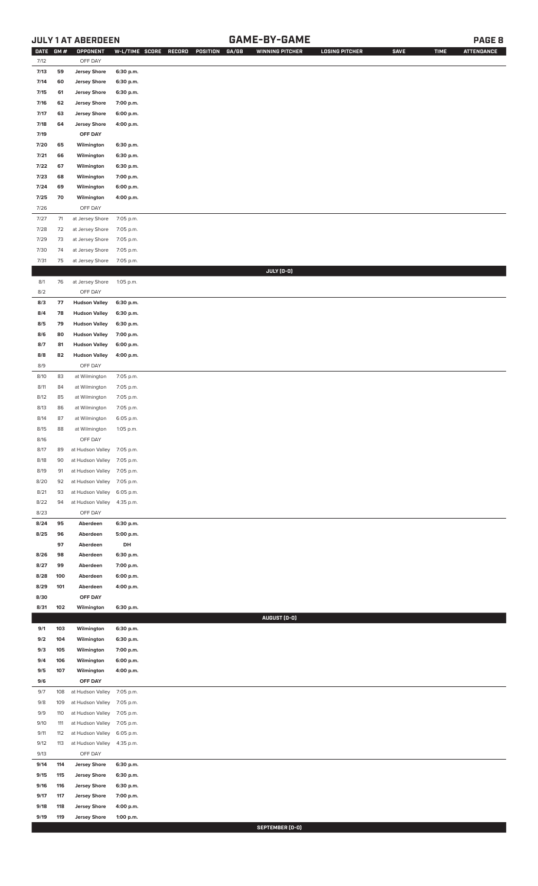## JULY 1 AT ABERDEEN — GAME-BY-GAME

| DATE | GM # | OPPONENT | W-L/TIME | SCORE | RECORD | POSITION | GA/GB | WINNING PITCHER | LOSING PITCHER | SAVE | TIME | ATTENDANCE |
|---|---|---|---|---|---|---|---|---|---|---|---|---|
| 7/12 | | OFF DAY | | | | | | | | | | |
| 7/13 | 59 | Jersey Shore | 6:30 p.m. | | | | | | | | | |
| 7/14 | 60 | Jersey Shore | 6:30 p.m. | | | | | | | | | |
| 7/15 | 61 | Jersey Shore | 6:30 p.m. | | | | | | | | | |
| 7/16 | 62 | Jersey Shore | 7:00 p.m. | | | | | | | | | |
| 7/17 | 63 | Jersey Shore | 6:00 p.m. | | | | | | | | | |
| 7/18 | 64 | Jersey Shore | 4:00 p.m. | | | | | | | | | |
| 7/19 | | OFF DAY | | | | | | | | | | |
| 7/20 | 65 | Wilmington | 6:30 p.m. | | | | | | | | | |
| 7/21 | 66 | Wilmington | 6:30 p.m. | | | | | | | | | |
| 7/22 | 67 | Wilmington | 6:30 p.m. | | | | | | | | | |
| 7/23 | 68 | Wilmington | 7:00 p.m. | | | | | | | | | |
| 7/24 | 69 | Wilmington | 6:00 p.m. | | | | | | | | | |
| 7/25 | 70 | Wilmington | 4:00 p.m. | | | | | | | | | |
| 7/26 | | OFF DAY | | | | | | | | | | |
| 7/27 | 71 | at Jersey Shore | 7:05 p.m. | | | | | | | | | |
| 7/28 | 72 | at Jersey Shore | 7:05 p.m. | | | | | | | | | |
| 7/29 | 73 | at Jersey Shore | 7:05 p.m. | | | | | | | | | |
| 7/30 | 74 | at Jersey Shore | 7:05 p.m. | | | | | | | | | |
| 7/31 | 75 | at Jersey Shore | 7:05 p.m. | | | | | | | | | |
| | | | | | | | | JULY (0-0) | | | | |
| 8/1 | 76 | at Jersey Shore | 1:05 p.m. | | | | | | | | | |
| 8/2 | | OFF DAY | | | | | | | | | | |
| 8/3 | 77 | Hudson Valley | 6:30 p.m. | | | | | | | | | |
| 8/4 | 78 | Hudson Valley | 6:30 p.m. | | | | | | | | | |
| 8/5 | 79 | Hudson Valley | 6:30 p.m. | | | | | | | | | |
| 8/6 | 80 | Hudson Valley | 7:00 p.m. | | | | | | | | | |
| 8/7 | 81 | Hudson Valley | 6:00 p.m. | | | | | | | | | |
| 8/8 | 82 | Hudson Valley | 4:00 p.m. | | | | | | | | | |
| 8/9 | | OFF DAY | | | | | | | | | | |
| 8/10 | 83 | at Wilmington | 7:05 p.m. | | | | | | | | | |
| 8/11 | 84 | at Wilmington | 7:05 p.m. | | | | | | | | | |
| 8/12 | 85 | at Wilmington | 7:05 p.m. | | | | | | | | | |
| 8/13 | 86 | at Wilmington | 7:05 p.m. | | | | | | | | | |
| 8/14 | 87 | at Wilmington | 6:05 p.m. | | | | | | | | | |
| 8/15 | 88 | at Wilmington | 1:05 p.m. | | | | | | | | | |
| 8/16 | | OFF DAY | | | | | | | | | | |
| 8/17 | 89 | at Hudson Valley | 7:05 p.m. | | | | | | | | | |
| 8/18 | 90 | at Hudson Valley | 7:05 p.m. | | | | | | | | | |
| 8/19 | 91 | at Hudson Valley | 7:05 p.m. | | | | | | | | | |
| 8/20 | 92 | at Hudson Valley | 7:05 p.m. | | | | | | | | | |
| 8/21 | 93 | at Hudson Valley | 6:05 p.m. | | | | | | | | | |
| 8/22 | 94 | at Hudson Valley | 4:35 p.m. | | | | | | | | | |
| 8/23 | | OFF DAY | | | | | | | | | | |
| 8/24 | 95 | Aberdeen | 6:30 p.m. | | | | | | | | | |
| 8/25 | 96 | Aberdeen | 5:00 p.m. | | | | | | | | | |
| | 97 | Aberdeen | DH | | | | | | | | | |
| 8/26 | 98 | Aberdeen | 6:30 p.m. | | | | | | | | | |
| 8/27 | 99 | Aberdeen | 7:00 p.m. | | | | | | | | | |
| 8/28 | 100 | Aberdeen | 6:00 p.m. | | | | | | | | | |
| 8/29 | 101 | Aberdeen | 4:00 p.m. | | | | | | | | | |
| 8/30 | | OFF DAY | | | | | | | | | | |
| 8/31 | 102 | Wilmington | 6:30 p.m. | | | | | | | | | |
| | | | | | | | | AUGUST (0-0) | | | | |
| 9/1 | 103 | Wilmington | 6:30 p.m. | | | | | | | | | |
| 9/2 | 104 | Wilmington | 6:30 p.m. | | | | | | | | | |
| 9/3 | 105 | Wilmington | 7:00 p.m. | | | | | | | | | |
| 9/4 | 106 | Wilmington | 6:00 p.m. | | | | | | | | | |
| 9/5 | 107 | Wilmington | 4:00 p.m. | | | | | | | | | |
| 9/6 | | OFF DAY | | | | | | | | | | |
| 9/7 | 108 | at Hudson Valley | 7:05 p.m. | | | | | | | | | |
| 9/8 | 109 | at Hudson Valley | 7:05 p.m. | | | | | | | | | |
| 9/9 | 110 | at Hudson Valley | 7:05 p.m. | | | | | | | | | |
| 9/10 | 111 | at Hudson Valley | 7:05 p.m. | | | | | | | | | |
| 9/11 | 112 | at Hudson Valley | 6:05 p.m. | | | | | | | | | |
| 9/12 | 113 | at Hudson Valley | 4:35 p.m. | | | | | | | | | |
| 9/13 | | OFF DAY | | | | | | | | | | |
| 9/14 | 114 | Jersey Shore | 6:30 p.m. | | | | | | | | | |
| 9/15 | 115 | Jersey Shore | 6:30 p.m. | | | | | | | | | |
| 9/16 | 116 | Jersey Shore | 6:30 p.m. | | | | | | | | | |
| 9/17 | 117 | Jersey Shore | 7:00 p.m. | | | | | | | | | |
| 9/18 | 118 | Jersey Shore | 4:00 p.m. | | | | | | | | | |
| 9/19 | 119 | Jersey Shore | 1:00 p.m. | | | | | | | | | |
| | | | | | | | | SEPTEMBER (0-0) | | | | |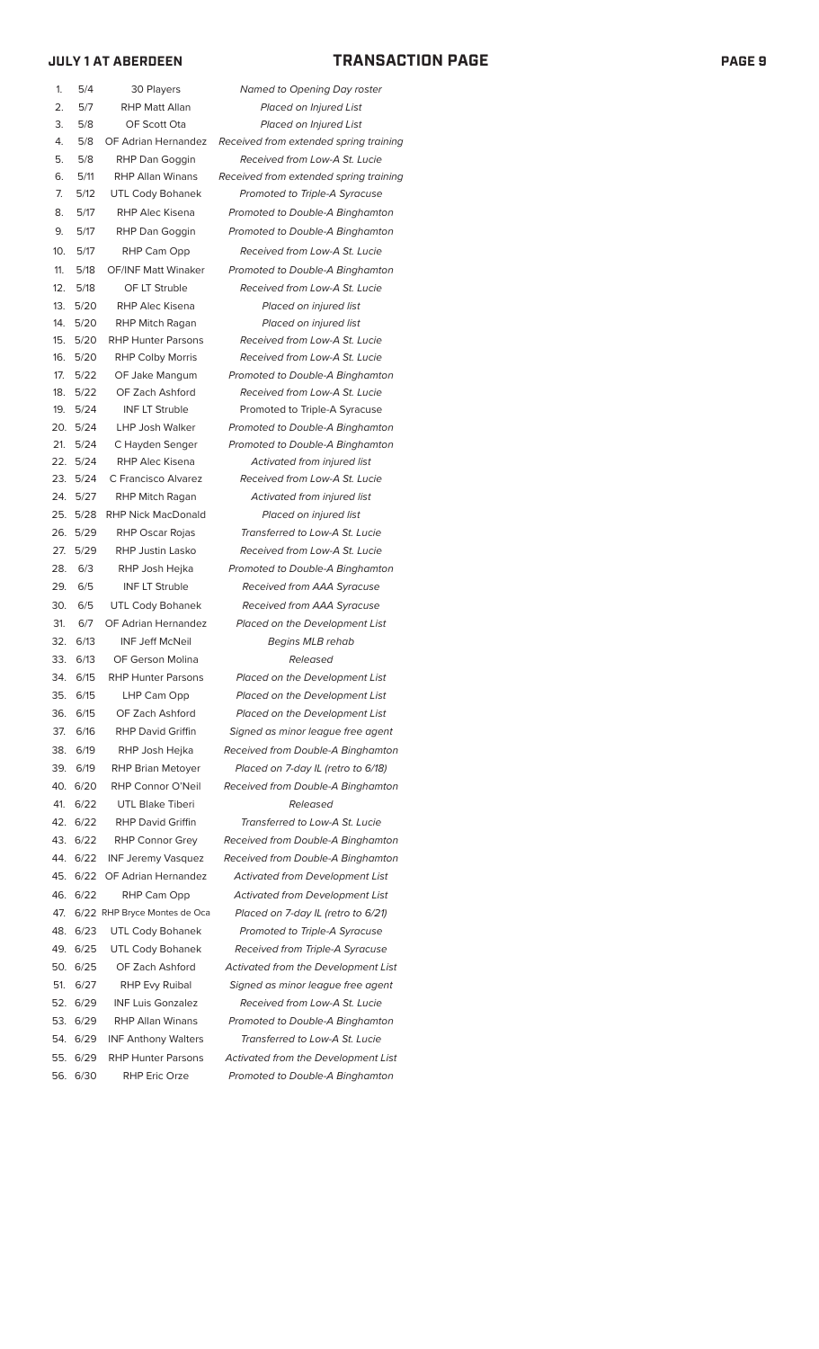## TRANSACTION PAGE

| | | | |
|---|---|---|---|
| 1. | 5/4 | 30 Players | *Named to Opening Day roster* |
| 2. | 5/7 | RHP Matt Allan | *Placed on Injured List* |
| 3. | 5/8 | OF Scott Ota | *Placed on Injured List* |
| 4. | 5/8 | OF Adrian Hernandez | *Received from extended spring training* |
| 5. | 5/8 | RHP Dan Goggin | *Received from Low-A St. Lucie* |
| 6. | 5/11 | RHP Allan Winans | *Received from extended spring training* |
| 7. | 5/12 | UTL Cody Bohanek | *Promoted to Triple-A Syracuse* |
| 8. | 5/17 | RHP Alec Kisena | *Promoted to Double-A Binghamton* |
| 9. | 5/17 | RHP Dan Goggin | *Promoted to Double-A Binghamton* |
| 10. | 5/17 | RHP Cam Opp | *Received from Low-A St. Lucie* |
| 11. | 5/18 | OF/INF Matt Winaker | *Promoted to Double-A Binghamton* |
| 12. | 5/18 | OF LT Struble | *Received from Low-A St. Lucie* |
| 13. | 5/20 | RHP Alec Kisena | *Placed on injured list* |
| 14. | 5/20 | RHP Mitch Ragan | *Placed on injured list* |
| 15. | 5/20 | RHP Hunter Parsons | *Received from Low-A St. Lucie* |
| 16. | 5/20 | RHP Colby Morris | *Received from Low-A St. Lucie* |
| 17. | 5/22 | OF Jake Mangum | *Promoted to Double-A Binghamton* |
| 18. | 5/22 | OF Zach Ashford | *Received from Low-A St. Lucie* |
| 19. | 5/24 | INF LT Struble | Promoted to Triple-A Syracuse |
| 20. | 5/24 | LHP Josh Walker | *Promoted to Double-A Binghamton* |
| 21. | 5/24 | C Hayden Senger | *Promoted to Double-A Binghamton* |
| 22. | 5/24 | RHP Alec Kisena | *Activated from injured list* |
| 23. | 5/24 | C Francisco Alvarez | *Received from Low-A St. Lucie* |
| 24. | 5/27 | RHP Mitch Ragan | *Activated from injured list* |
| 25. | 5/28 | RHP Nick MacDonald | *Placed on injured list* |
| 26. | 5/29 | RHP Oscar Rojas | *Transferred to Low-A St. Lucie* |
| 27. | 5/29 | RHP Justin Lasko | *Received from Low-A St. Lucie* |
| 28. | 6/3 | RHP Josh Hejka | *Promoted to Double-A Binghamton* |
| 29. | 6/5 | INF LT Struble | *Received from AAA Syracuse* |
| 30. | 6/5 | UTL Cody Bohanek | *Received from AAA Syracuse* |
| 31. | 6/7 | OF Adrian Hernandez | *Placed on the Development List* |
| 32. | 6/13 | INF Jeff McNeil | *Begins MLB rehab* |
| 33. | 6/13 | OF Gerson Molina | *Released* |
| 34. | 6/15 | RHP Hunter Parsons | *Placed on the Development List* |
| 35. | 6/15 | LHP Cam Opp | *Placed on the Development List* |
| 36. | 6/15 | OF Zach Ashford | *Placed on the Development List* |
| 37. | 6/16 | RHP David Griffin | *Signed as minor league free agent* |
| 38. | 6/19 | RHP Josh Hejka | *Received from Double-A Binghamton* |
| 39. | 6/19 | RHP Brian Metoyer | *Placed on 7-day IL (retro to 6/18)* |
| 40. | 6/20 | RHP Connor O'Neil | *Received from Double-A Binghamton* |
| 41. | 6/22 | UTL Blake Tiberi | *Released* |
| 42. | 6/22 | RHP David Griffin | *Transferred to Low-A St. Lucie* |
| 43. | 6/22 | RHP Connor Grey | *Received from Double-A Binghamton* |
| 44. | 6/22 | INF Jeremy Vasquez | *Received from Double-A Binghamton* |
| 45. | 6/22 | OF Adrian Hernandez | *Activated from Development List* |
| 46. | 6/22 | RHP Cam Opp | *Activated from Development List* |
| 47. | 6/22 | RHP Bryce Montes de Oca | *Placed on 7-day IL (retro to 6/21)* |
| 48. | 6/23 | UTL Cody Bohanek | *Promoted to Triple-A Syracuse* |
| 49. | 6/25 | UTL Cody Bohanek | *Received from Triple-A Syracuse* |
| 50. | 6/25 | OF Zach Ashford | *Activated from the Development List* |
| 51. | 6/27 | RHP Evy Ruibal | *Signed as minor league free agent* |
| 52. | 6/29 | INF Luis Gonzalez | *Received from Low-A St. Lucie* |
| 53. | 6/29 | RHP Allan Winans | *Promoted to Double-A Binghamton* |
| 54. | 6/29 | INF Anthony Walters | *Transferred to Low-A St. Lucie* |
| 55. | 6/29 | RHP Hunter Parsons | *Activated from the Development List* |
| 56. | 6/30 | RHP Eric Orze | *Promoted to Double-A Binghamton* |